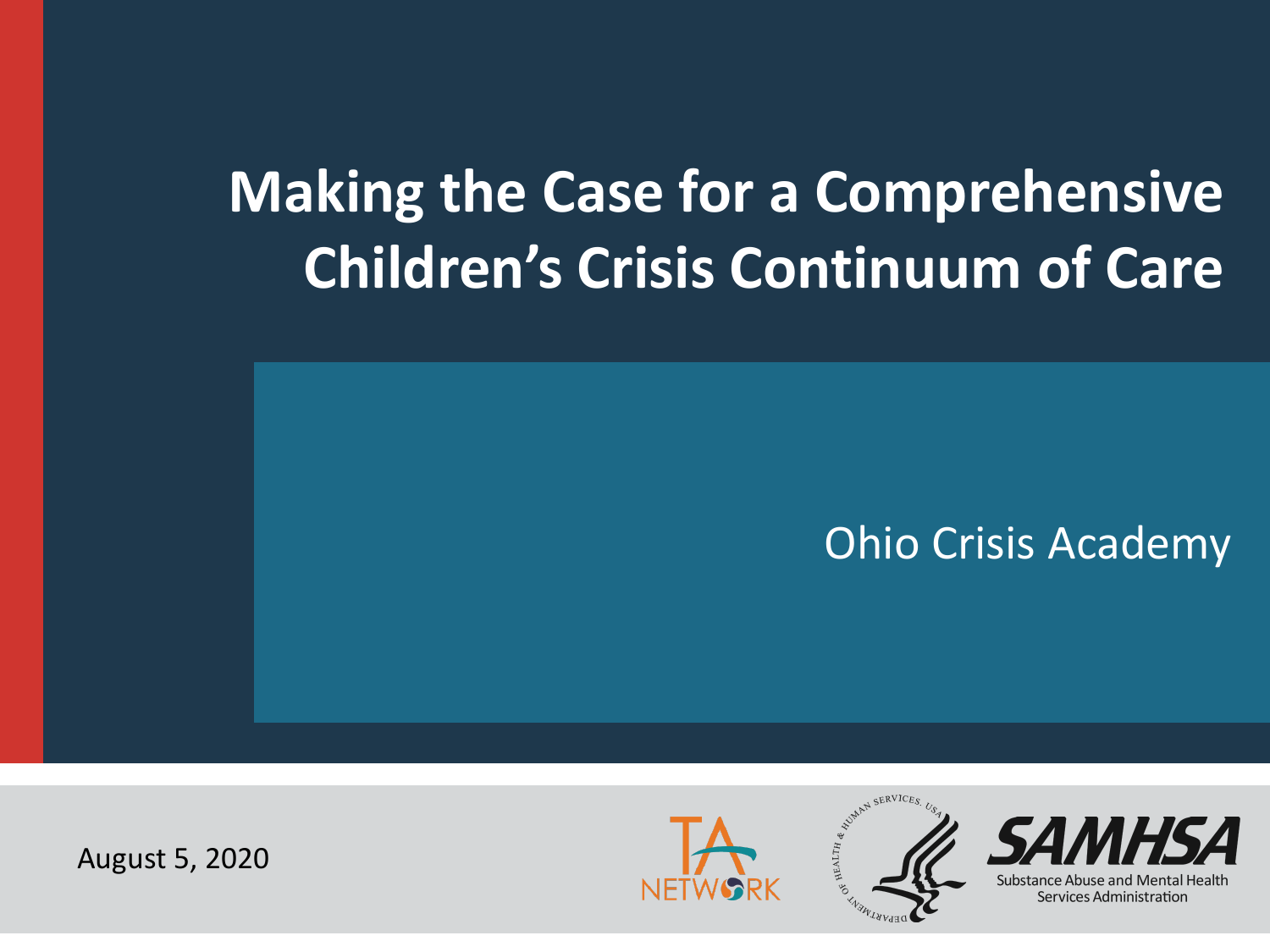# Making the Case for a Comprehensive Children's Crisis Continuum of Care

Ohio Crisis Academy

August 5, 2020

TA NETWORK

SAMHSA
Substance Abuse and Mental Health Services Administration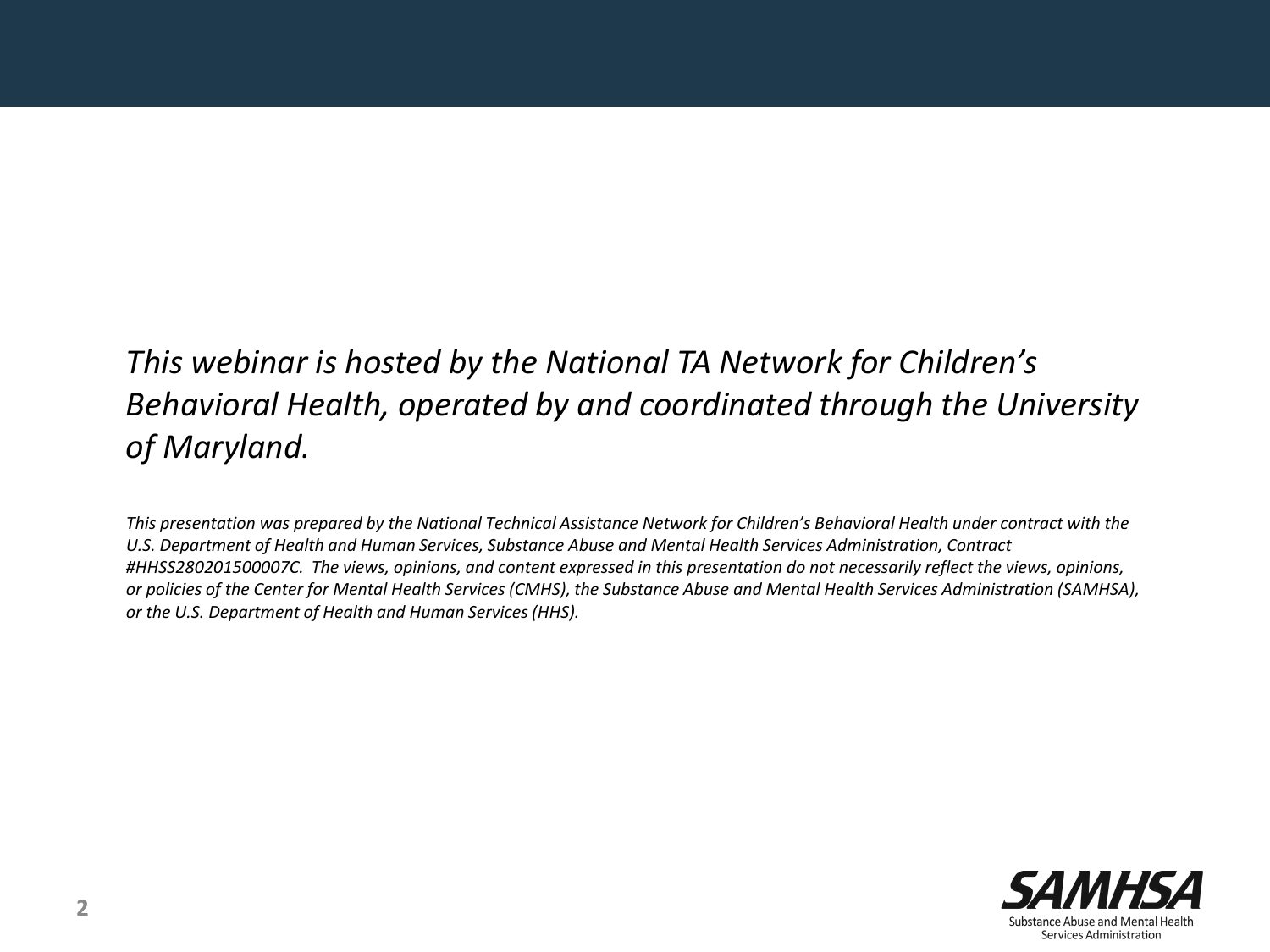*This webinar is hosted by the National TA Network for Children's Behavioral Health, operated by and coordinated through the University of Maryland.*

*This presentation was prepared by the National Technical Assistance Network for Children's Behavioral Health under contract with the U.S. Department of Health and Human Services, Substance Abuse and Mental Health Services Administration, Contract #HHSS280201500007C. The views, opinions, and content expressed in this presentation do not necessarily reflect the views, opinions, or policies of the Center for Mental Health Services (CMHS), the Substance Abuse and Mental Health Services Administration (SAMHSA), or the U.S. Department of Health and Human Services (HHS).*

SAMHSA
Substance Abuse and Mental Health Services Administration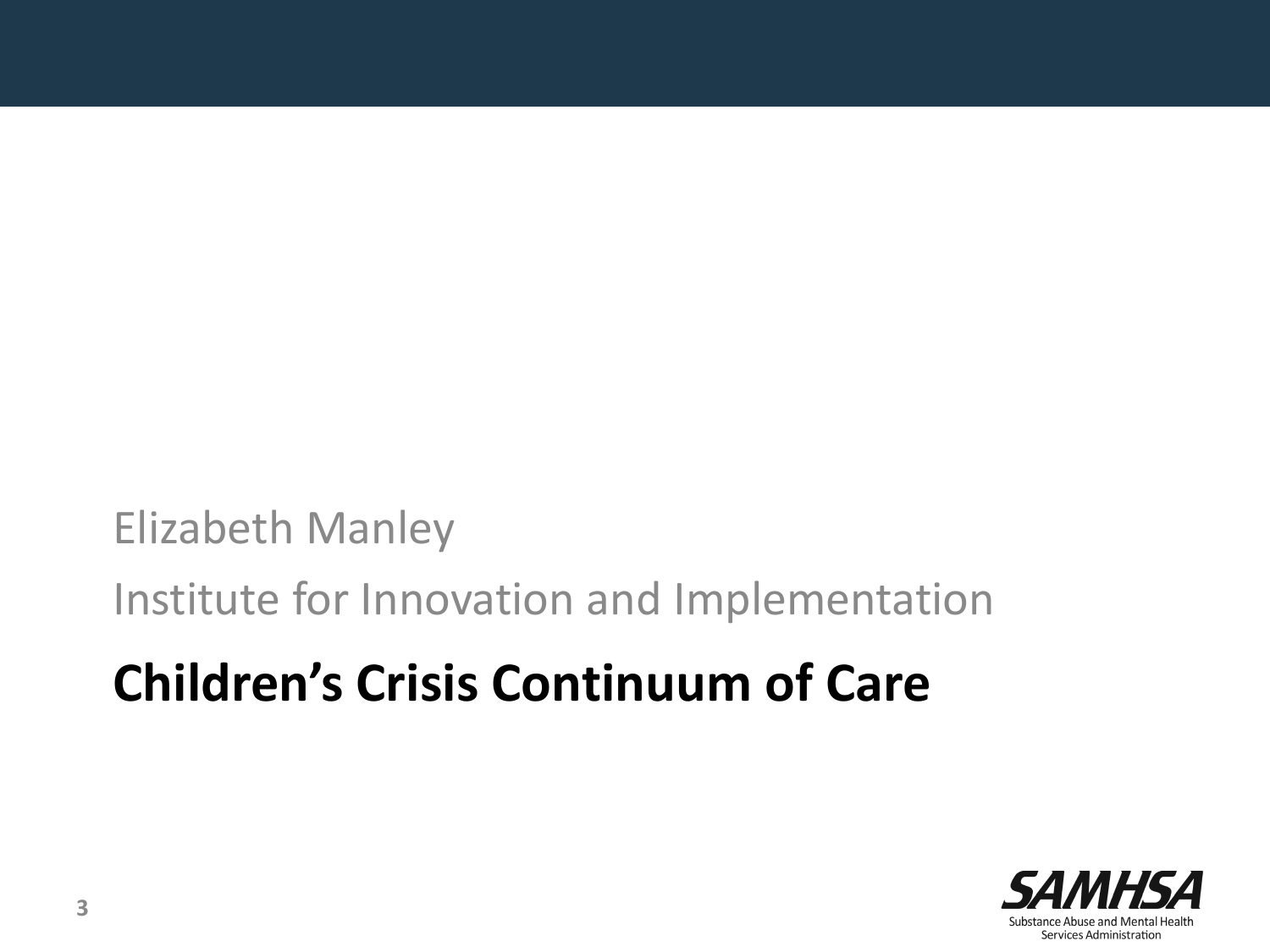Elizabeth Manley

Institute for Innovation and Implementation

# Children's Crisis Continuum of Care

SAMHSA
Substance Abuse and Mental Health Services Administration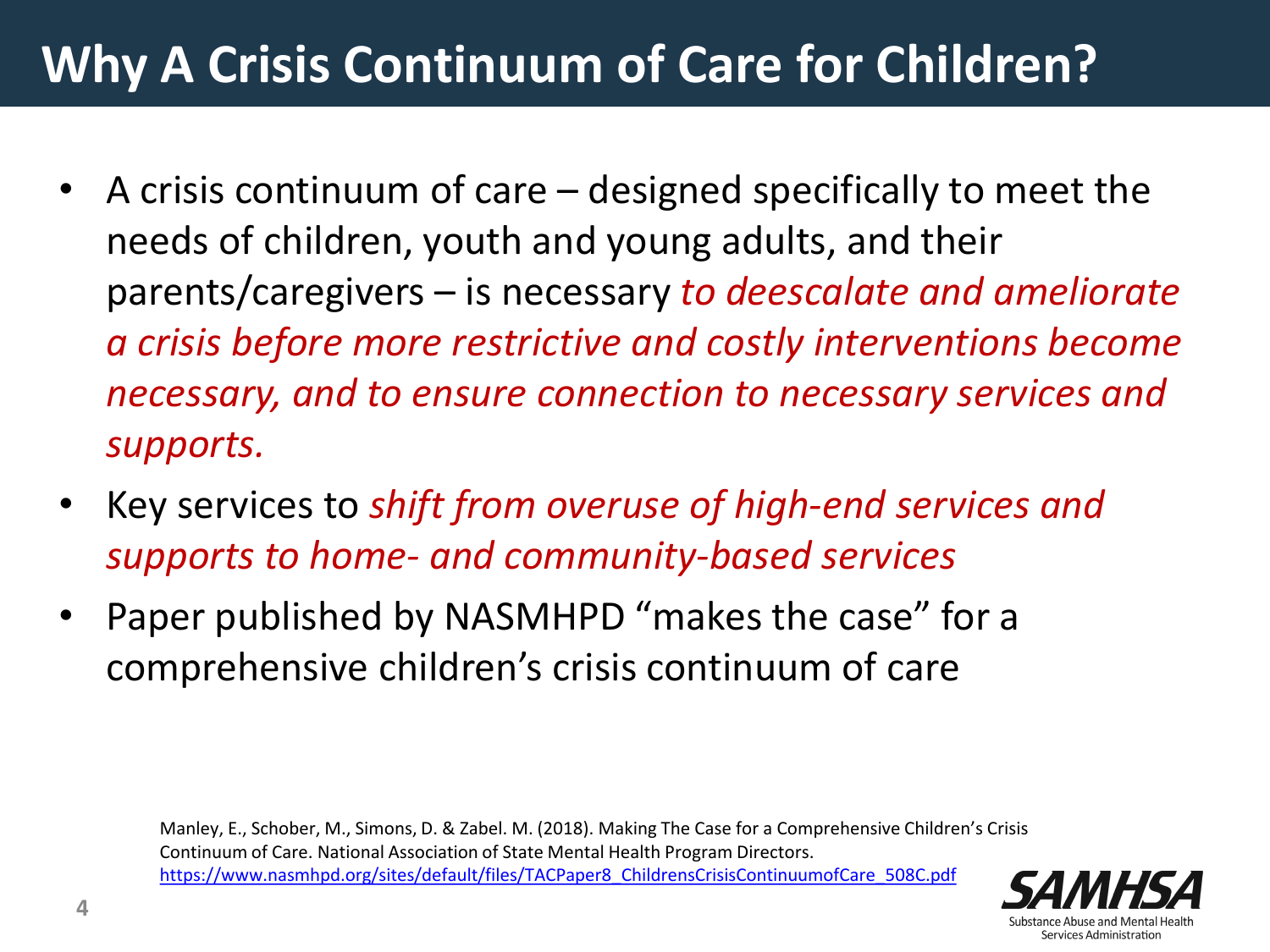# Why A Crisis Continuum of Care for Children?

- A crisis continuum of care – designed specifically to meet the needs of children, youth and young adults, and their parents/caregivers – is necessary *to deescalate and ameliorate a crisis before more restrictive and costly interventions become necessary, and to ensure connection to necessary services and supports.*
- Key services to *shift from overuse of high-end services and supports to home- and community-based services*
- Paper published by NASMHPD "makes the case" for a comprehensive children's crisis continuum of care

Manley, E., Schober, M., Simons, D. & Zabel. M. (2018). Making The Case for a Comprehensive Children's Crisis Continuum of Care. National Association of State Mental Health Program Directors. https://www.nasmhpd.org/sites/default/files/TACPaper8_ChildrensCrisisContinuumofCare_508C.pdf

SAMHSA
Substance Abuse and Mental Health Services Administration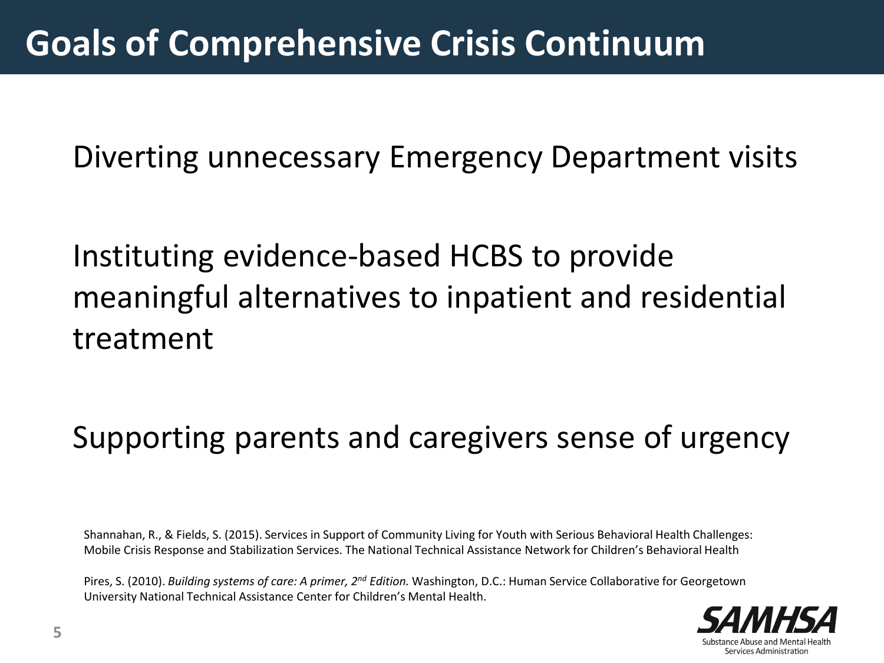# Goals of Comprehensive Crisis Continuum

Diverting unnecessary Emergency Department visits

Instituting evidence-based HCBS to provide meaningful alternatives to inpatient and residential treatment

Supporting parents and caregivers sense of urgency

Shannahan, R., & Fields, S. (2015). Services in Support of Community Living for Youth with Serious Behavioral Health Challenges: Mobile Crisis Response and Stabilization Services. The National Technical Assistance Network for Children's Behavioral Health

Pires, S. (2010). *Building systems of care: A primer, 2nd Edition.* Washington, D.C.: Human Service Collaborative for Georgetown University National Technical Assistance Center for Children's Mental Health.

SAMHSA
Substance Abuse and Mental Health Services Administration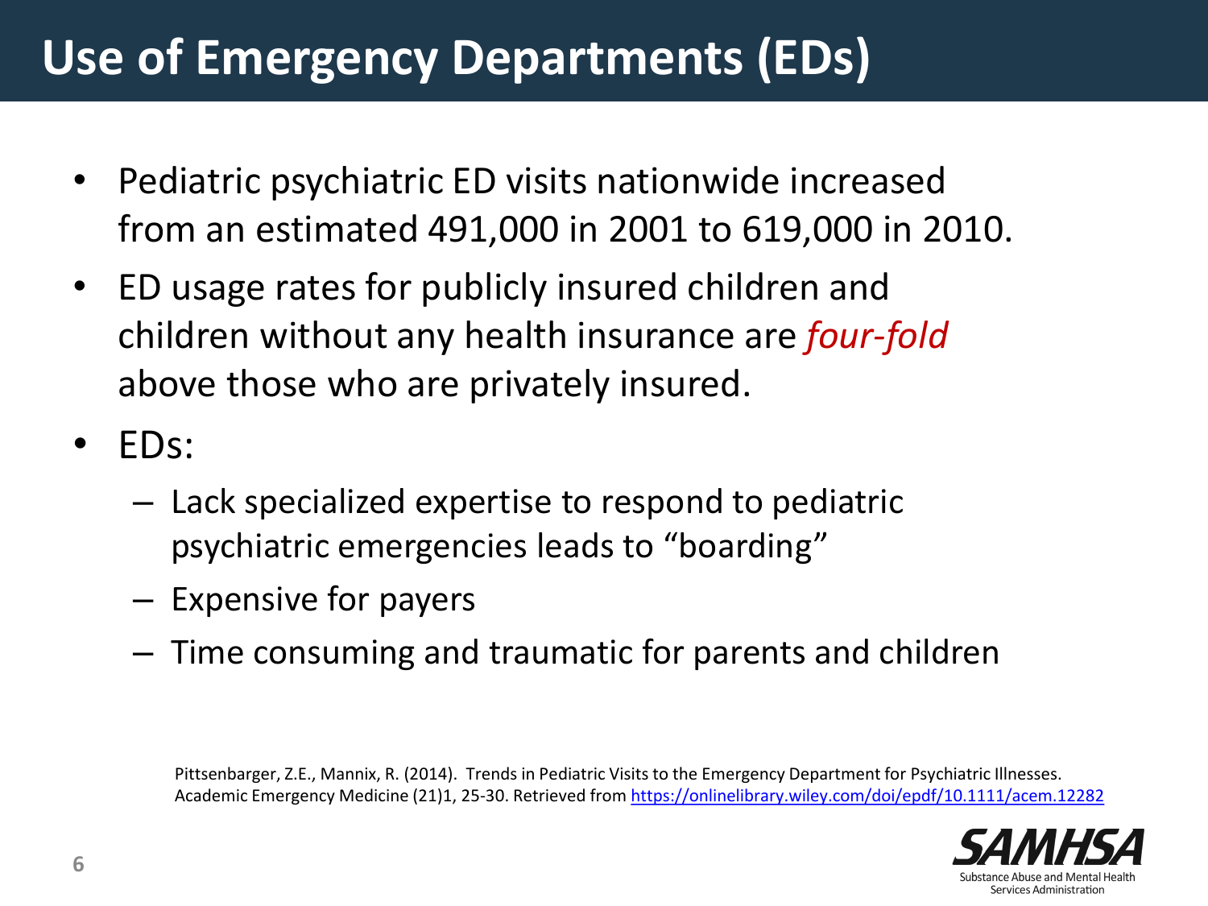# Use of Emergency Departments (EDs)

- Pediatric psychiatric ED visits nationwide increased from an estimated 491,000 in 2001 to 619,000 in 2010.
- ED usage rates for publicly insured children and children without any health insurance are *four-fold* above those who are privately insured.
- EDs:
  - Lack specialized expertise to respond to pediatric psychiatric emergencies leads to "boarding"
  - Expensive for payers
  - Time consuming and traumatic for parents and children

Pittsenbarger, Z.E., Mannix, R. (2014). Trends in Pediatric Visits to the Emergency Department for Psychiatric Illnesses. Academic Emergency Medicine (21)1, 25-30. Retrieved from https://onlinelibrary.wiley.com/doi/epdf/10.1111/acem.12282

SAMHSA
Substance Abuse and Mental Health Services Administration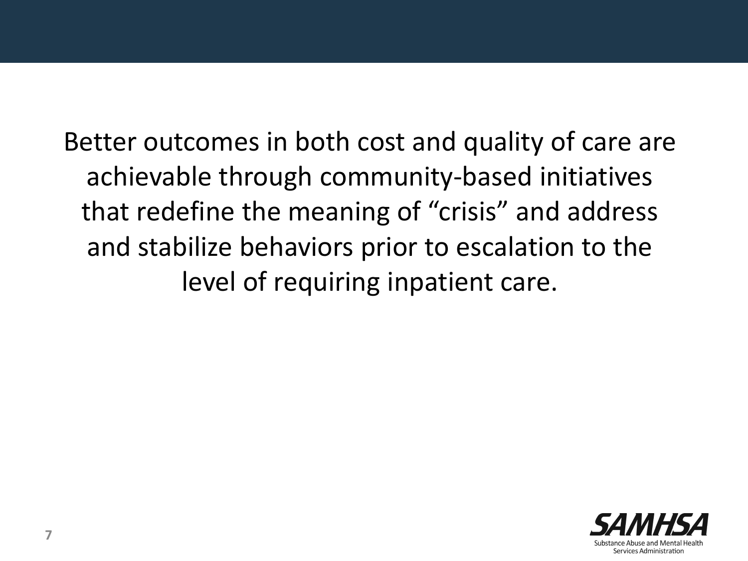Better outcomes in both cost and quality of care are achievable through community-based initiatives that redefine the meaning of "crisis" and address and stabilize behaviors prior to escalation to the level of requiring inpatient care.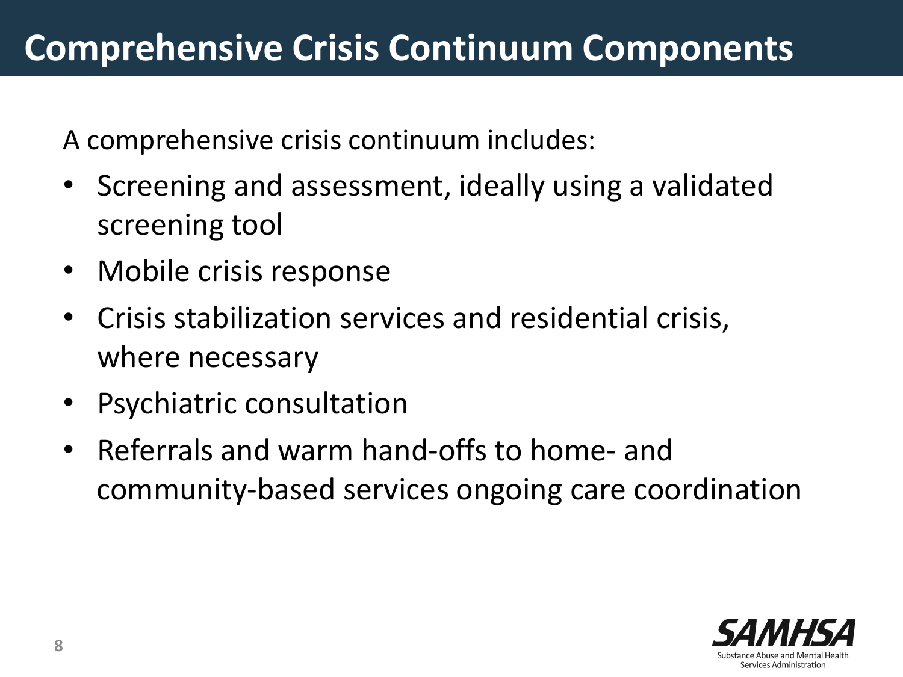# Comprehensive Crisis Continuum Components

A comprehensive crisis continuum includes:

- Screening and assessment, ideally using a validated screening tool
- Mobile crisis response
- Crisis stabilization services and residential crisis, where necessary
- Psychiatric consultation
- Referrals and warm hand-offs to home- and community-based services ongoing care coordination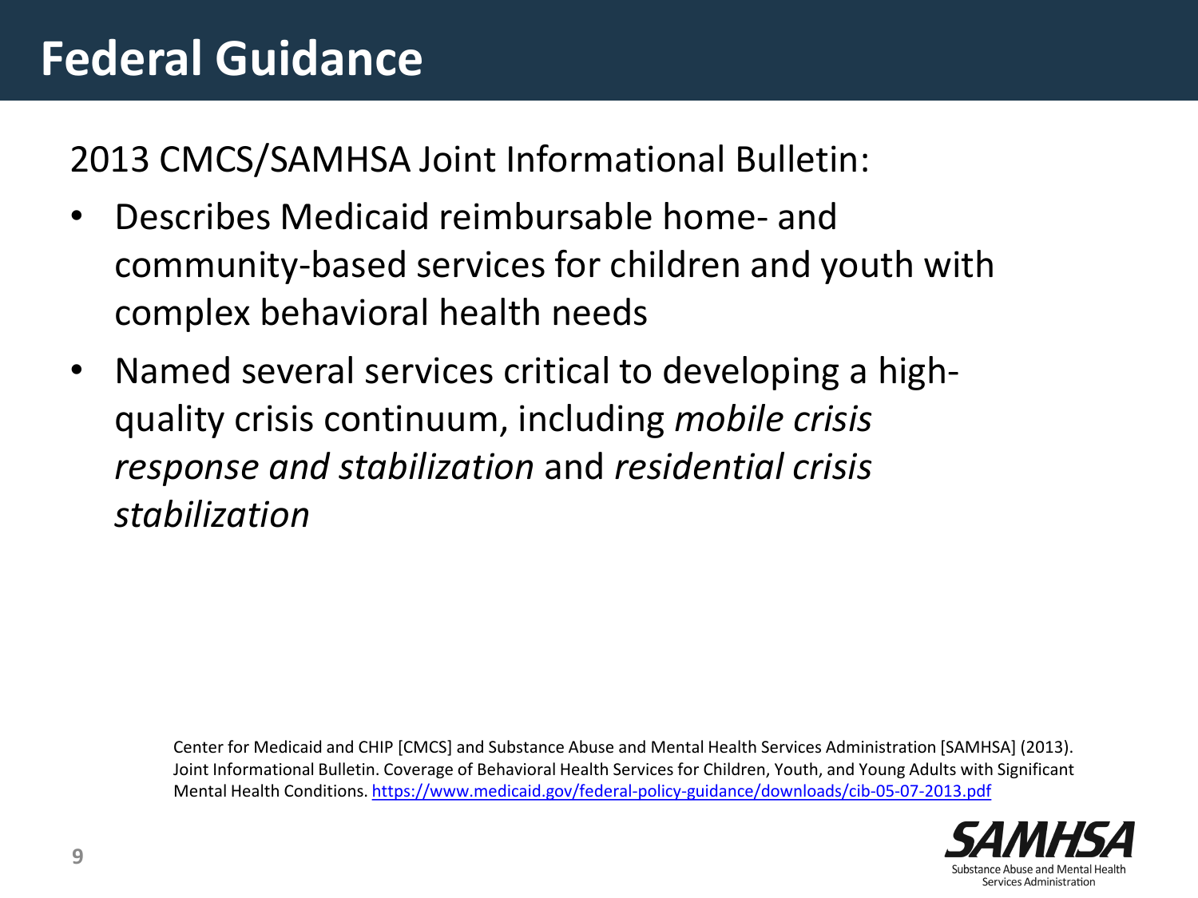# Federal Guidance

2013 CMCS/SAMHSA Joint Informational Bulletin:

- Describes Medicaid reimbursable home- and community-based services for children and youth with complex behavioral health needs
- Named several services critical to developing a high-quality crisis continuum, including *mobile crisis response and stabilization* and *residential crisis stabilization*

Center for Medicaid and CHIP [CMCS] and Substance Abuse and Mental Health Services Administration [SAMHSA] (2013). Joint Informational Bulletin. Coverage of Behavioral Health Services for Children, Youth, and Young Adults with Significant Mental Health Conditions. https://www.medicaid.gov/federal-policy-guidance/downloads/cib-05-07-2013.pdf

SAMHSA
Substance Abuse and Mental Health Services Administration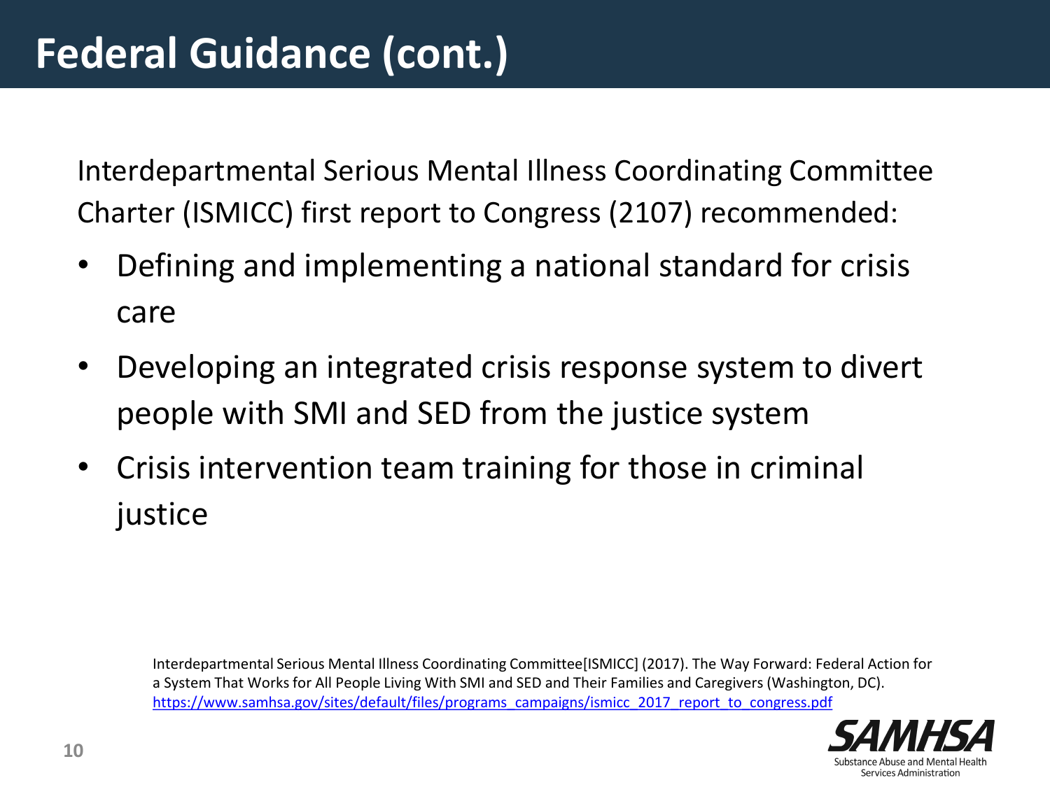# Federal Guidance (cont.)

Interdepartmental Serious Mental Illness Coordinating Committee Charter (ISMICC) first report to Congress (2107) recommended:

- Defining and implementing a national standard for crisis care
- Developing an integrated crisis response system to divert people with SMI and SED from the justice system
- Crisis intervention team training for those in criminal justice

Interdepartmental Serious Mental Illness Coordinating Committee[ISMICC] (2017). The Way Forward: Federal Action for a System That Works for All People Living With SMI and SED and Their Families and Caregivers (Washington, DC). https://www.samhsa.gov/sites/default/files/programs_campaigns/ismicc_2017_report_to_congress.pdf

SAMHSA
Substance Abuse and Mental Health Services Administration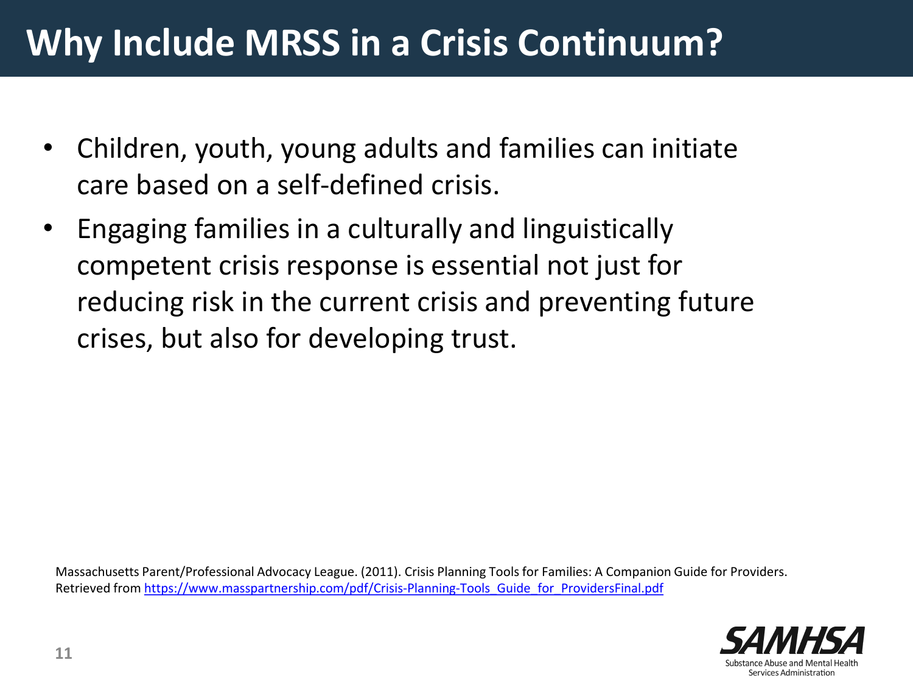# Why Include MRSS in a Crisis Continuum?

- Children, youth, young adults and families can initiate care based on a self-defined crisis.
- Engaging families in a culturally and linguistically competent crisis response is essential not just for reducing risk in the current crisis and preventing future crises, but also for developing trust.

Massachusetts Parent/Professional Advocacy League. (2011). Crisis Planning Tools for Families: A Companion Guide for Providers. Retrieved from https://www.masspartnership.com/pdf/Crisis-Planning-Tools_Guide_for_ProvidersFinal.pdf

SAMHSA
Substance Abuse and Mental Health Services Administration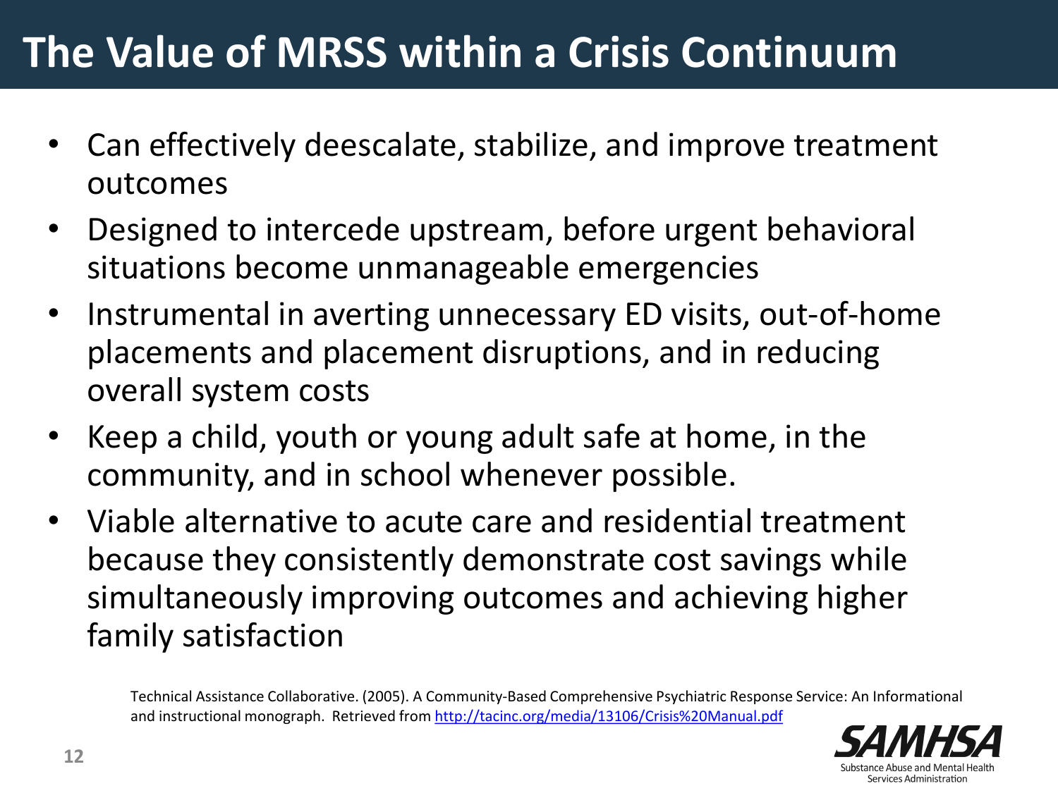# The Value of MRSS within a Crisis Continuum

- Can effectively deescalate, stabilize, and improve treatment outcomes
- Designed to intercede upstream, before urgent behavioral situations become unmanageable emergencies
- Instrumental in averting unnecessary ED visits, out-of-home placements and placement disruptions, and in reducing overall system costs
- Keep a child, youth or young adult safe at home, in the community, and in school whenever possible.
- Viable alternative to acute care and residential treatment because they consistently demonstrate cost savings while simultaneously improving outcomes and achieving higher family satisfaction

Technical Assistance Collaborative. (2005). A Community-Based Comprehensive Psychiatric Response Service: An Informational and instructional monograph. Retrieved from http://tacinc.org/media/13106/Crisis%20Manual.pdf

SAMHSA
Substance Abuse and Mental Health Services Administration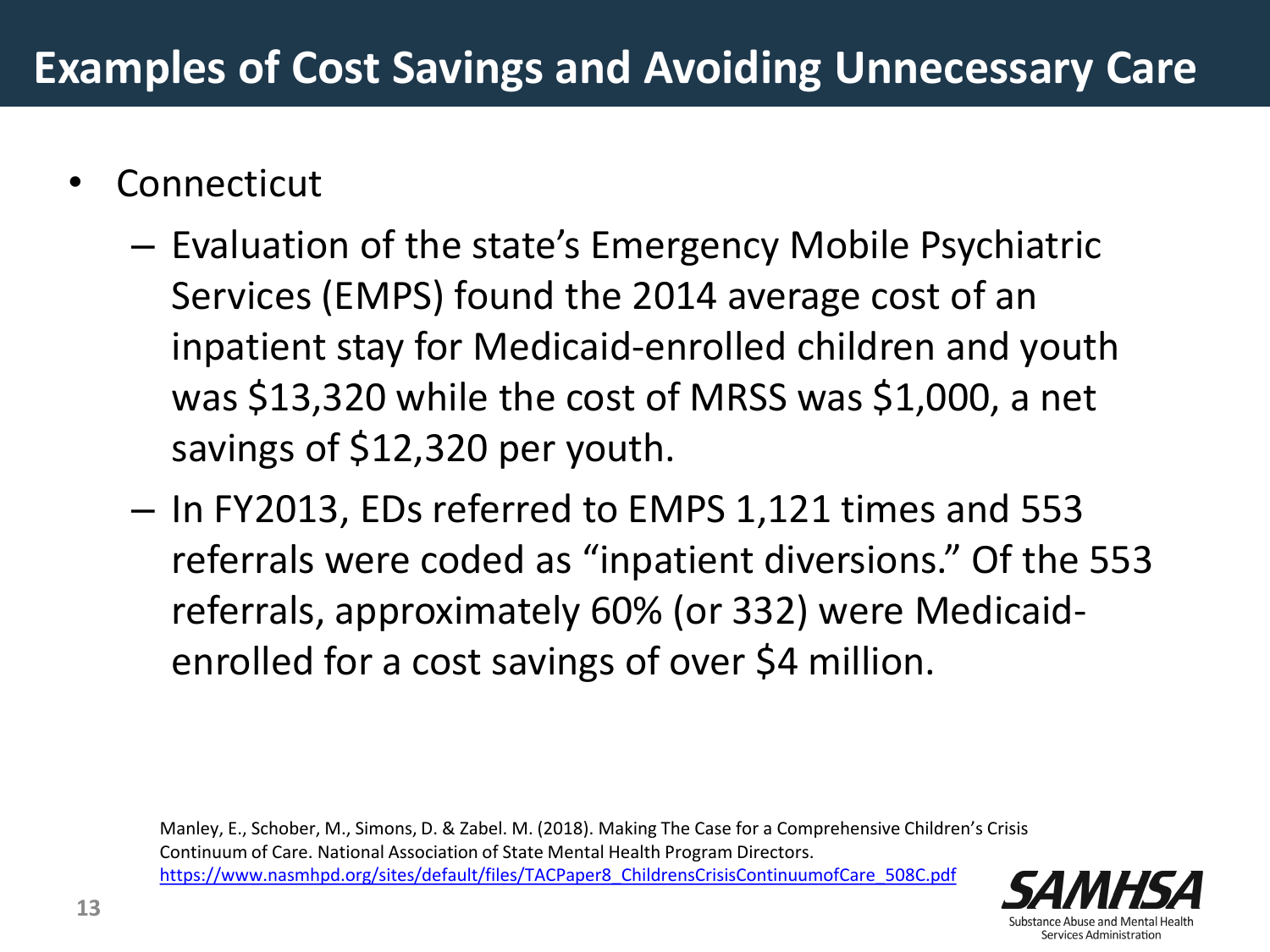# Examples of Cost Savings and Avoiding Unnecessary Care

- Connecticut
  - Evaluation of the state's Emergency Mobile Psychiatric Services (EMPS) found the 2014 average cost of an inpatient stay for Medicaid-enrolled children and youth was $13,320 while the cost of MRSS was $1,000, a net savings of $12,320 per youth.
  - In FY2013, EDs referred to EMPS 1,121 times and 553 referrals were coded as "inpatient diversions." Of the 553 referrals, approximately 60% (or 332) were Medicaid-enrolled for a cost savings of over $4 million.

Manley, E., Schober, M., Simons, D. & Zabel. M. (2018). Making The Case for a Comprehensive Children's Crisis Continuum of Care. National Association of State Mental Health Program Directors. https://www.nasmhpd.org/sites/default/files/TACPaper8_ChildrensCrisisContinuumofCare_508C.pdf

SAMHSA
Substance Abuse and Mental Health Services Administration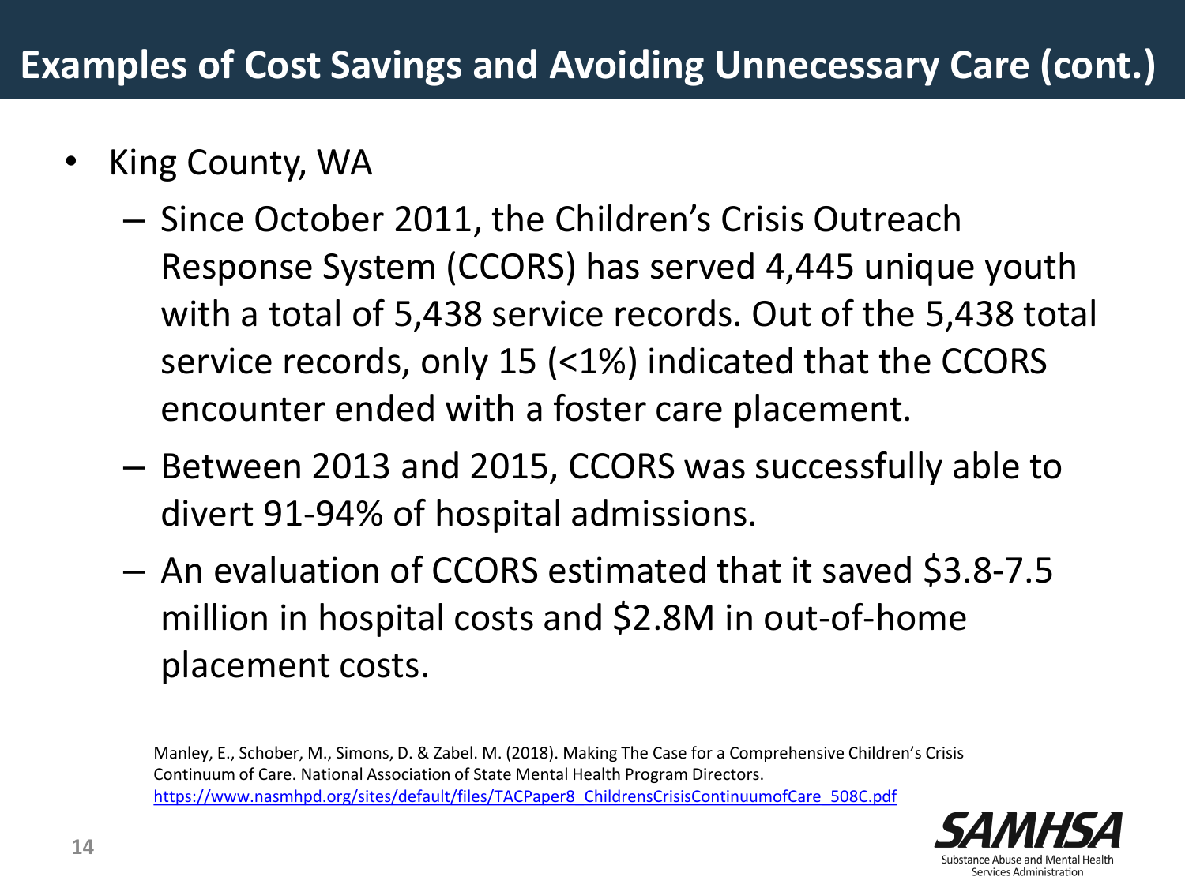# Examples of Cost Savings and Avoiding Unnecessary Care (cont.)

- King County, WA
  - Since October 2011, the Children's Crisis Outreach Response System (CCORS) has served 4,445 unique youth with a total of 5,438 service records. Out of the 5,438 total service records, only 15 (<1%) indicated that the CCORS encounter ended with a foster care placement.
  - Between 2013 and 2015, CCORS was successfully able to divert 91-94% of hospital admissions.
  - An evaluation of CCORS estimated that it saved $3.8-7.5 million in hospital costs and $2.8M in out-of-home placement costs.

Manley, E., Schober, M., Simons, D. & Zabel. M. (2018). Making The Case for a Comprehensive Children's Crisis Continuum of Care. National Association of State Mental Health Program Directors. https://www.nasmhpd.org/sites/default/files/TACPaper8_ChildrensCrisisContinuumofCare_508C.pdf

SAMHSA
Substance Abuse and Mental Health Services Administration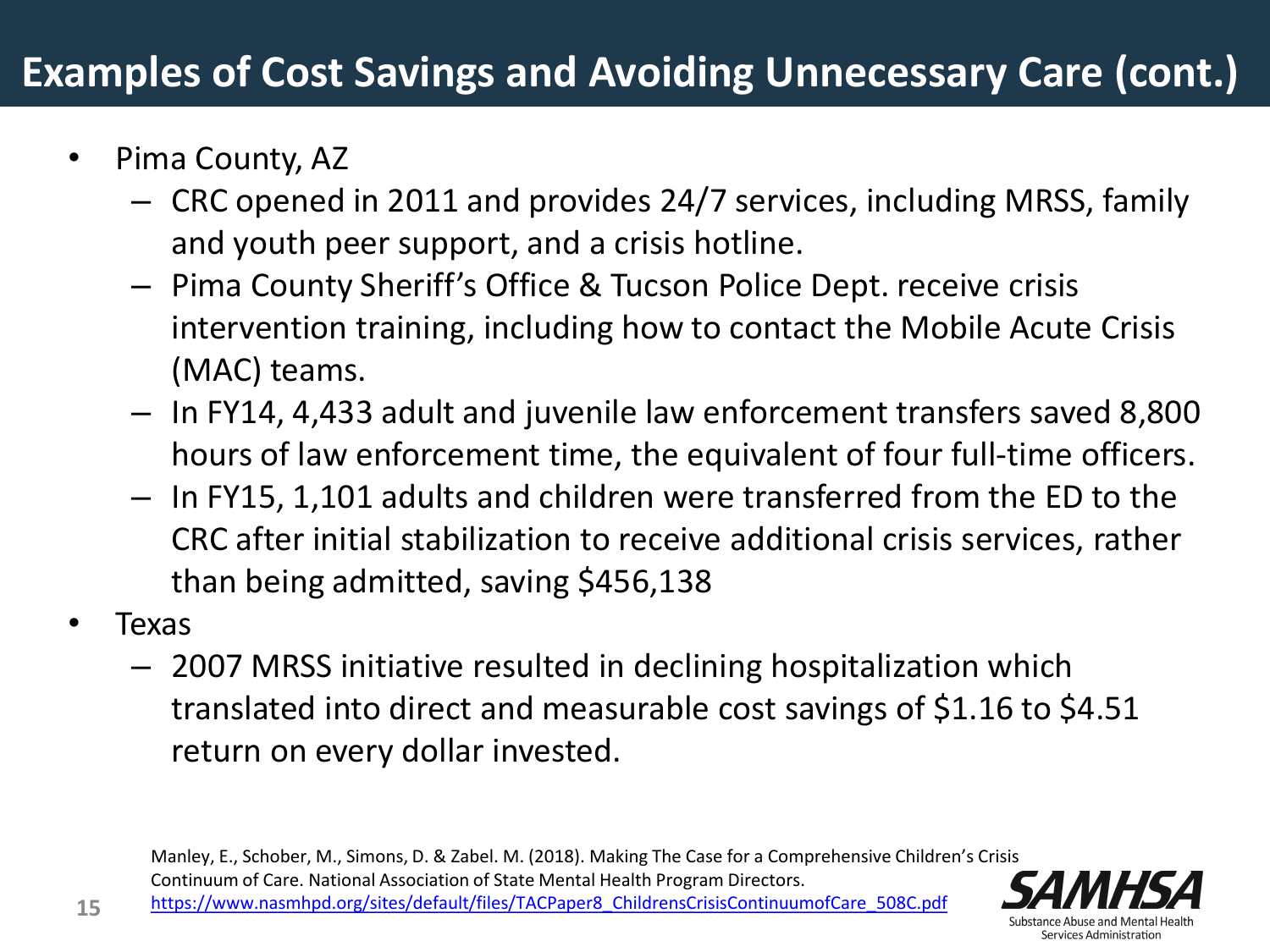# Examples of Cost Savings and Avoiding Unnecessary Care (cont.)

- Pima County, AZ
  - CRC opened in 2011 and provides 24/7 services, including MRSS, family and youth peer support, and a crisis hotline.
  - Pima County Sheriff's Office & Tucson Police Dept. receive crisis intervention training, including how to contact the Mobile Acute Crisis (MAC) teams.
  - In FY14, 4,433 adult and juvenile law enforcement transfers saved 8,800 hours of law enforcement time, the equivalent of four full-time officers.
  - In FY15, 1,101 adults and children were transferred from the ED to the CRC after initial stabilization to receive additional crisis services, rather than being admitted, saving $456,138
- Texas
  - 2007 MRSS initiative resulted in declining hospitalization which translated into direct and measurable cost savings of $1.16 to $4.51 return on every dollar invested.

Manley, E., Schober, M., Simons, D. & Zabel. M. (2018). Making The Case for a Comprehensive Children's Crisis Continuum of Care. National Association of State Mental Health Program Directors. https://www.nasmhpd.org/sites/default/files/TACPaper8_ChildrensCrisisContinuumofCare_508C.pdf

SAMHSA
Substance Abuse and Mental Health Services Administration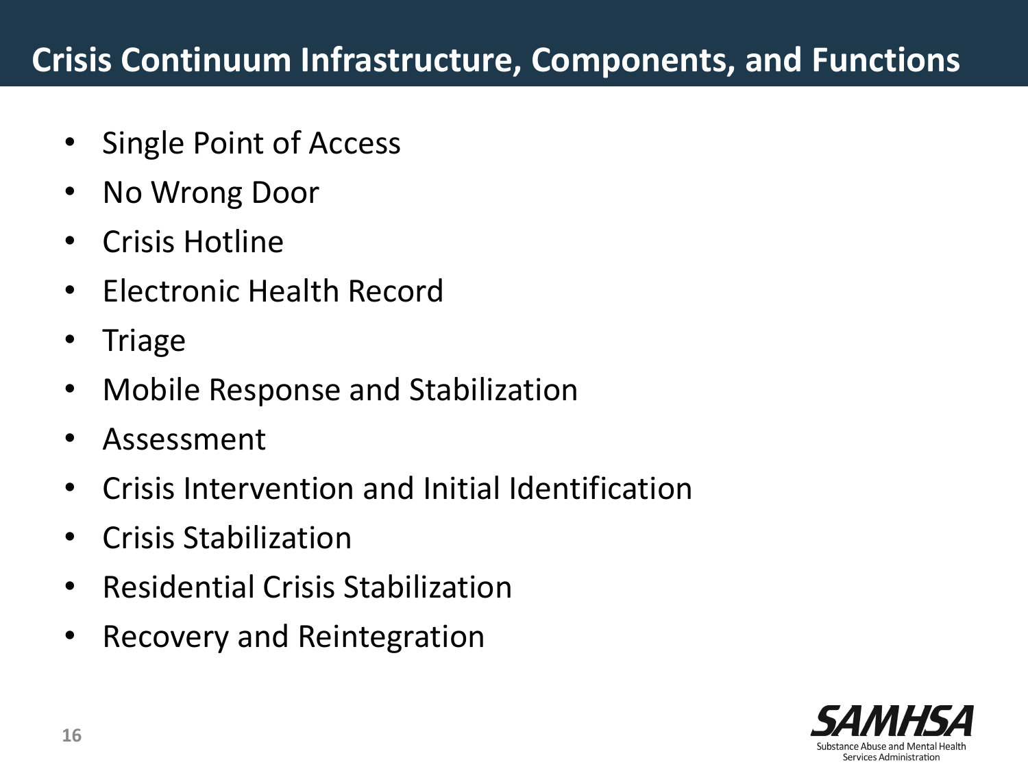# Crisis Continuum Infrastructure, Components, and Functions

- Single Point of Access
- No Wrong Door
- Crisis Hotline
- Electronic Health Record
- Triage
- Mobile Response and Stabilization
- Assessment
- Crisis Intervention and Initial Identification
- Crisis Stabilization
- Residential Crisis Stabilization
- Recovery and Reintegration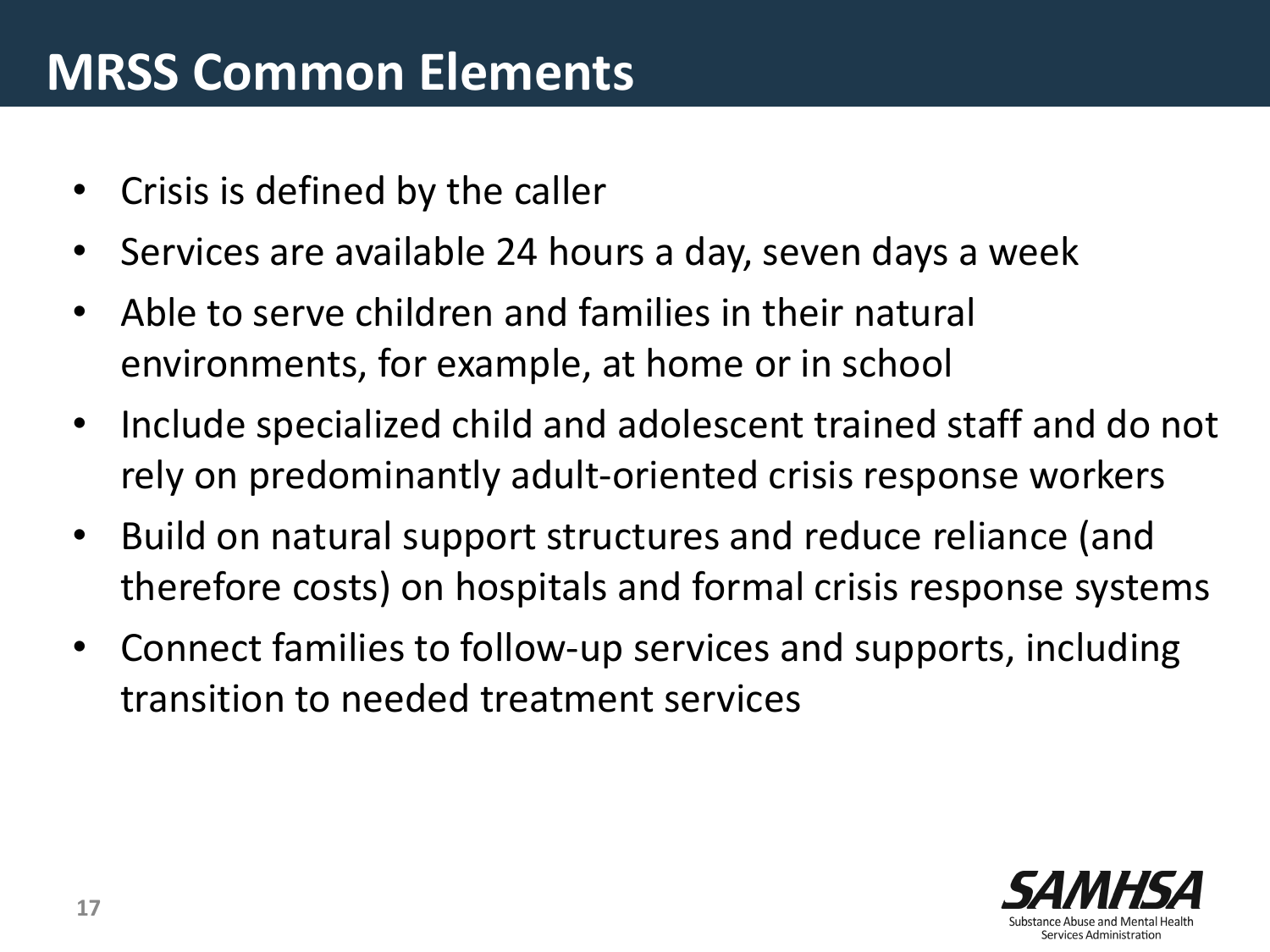# MRSS Common Elements

- Crisis is defined by the caller
- Services are available 24 hours a day, seven days a week
- Able to serve children and families in their natural environments, for example, at home or in school
- Include specialized child and adolescent trained staff and do not rely on predominantly adult-oriented crisis response workers
- Build on natural support structures and reduce reliance (and therefore costs) on hospitals and formal crisis response systems
- Connect families to follow-up services and supports, including transition to needed treatment services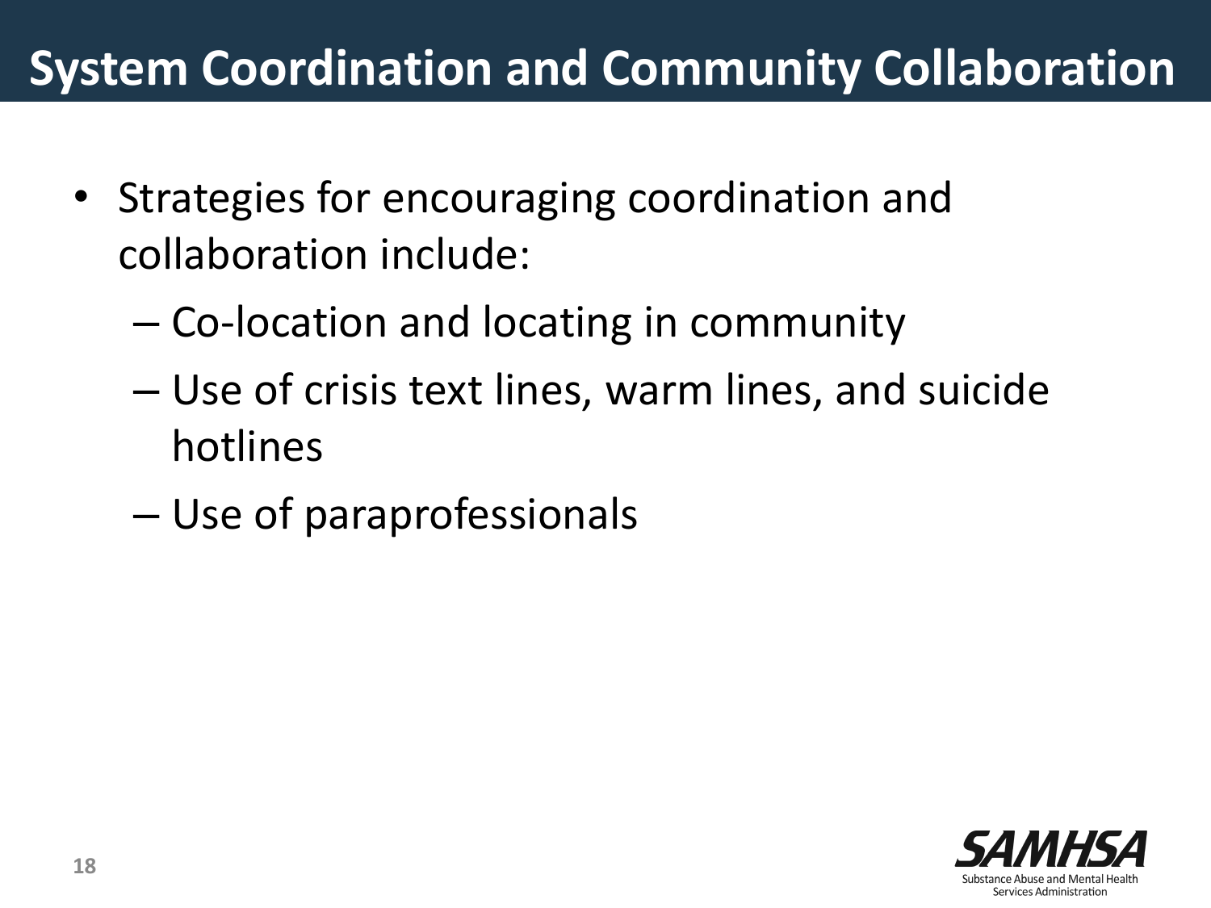# System Coordination and Community Collaboration

- Strategies for encouraging coordination and collaboration include:
  - Co-location and locating in community
  - Use of crisis text lines, warm lines, and suicide hotlines
  - Use of paraprofessionals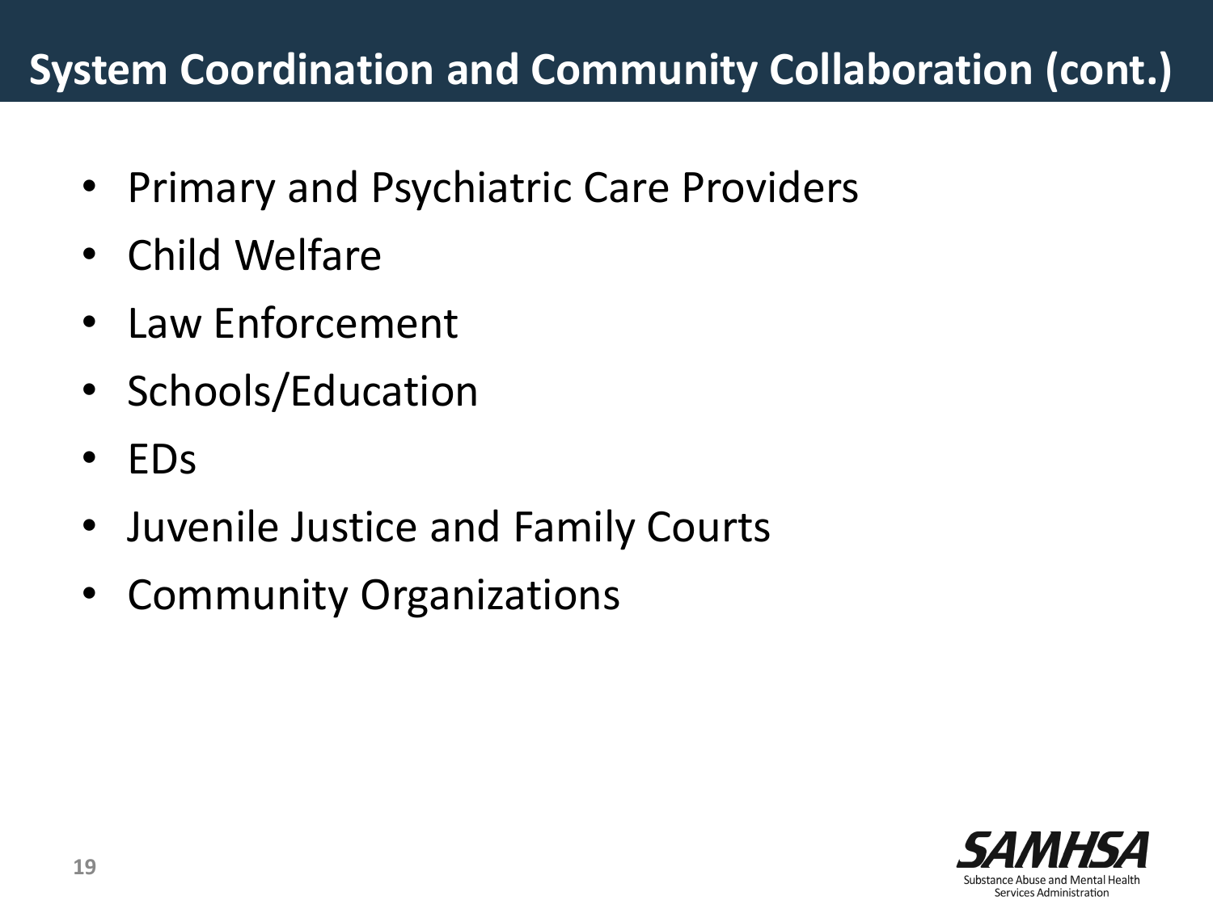# System Coordination and Community Collaboration (cont.)

- Primary and Psychiatric Care Providers
- Child Welfare
- Law Enforcement
- Schools/Education
- EDs
- Juvenile Justice and Family Courts
- Community Organizations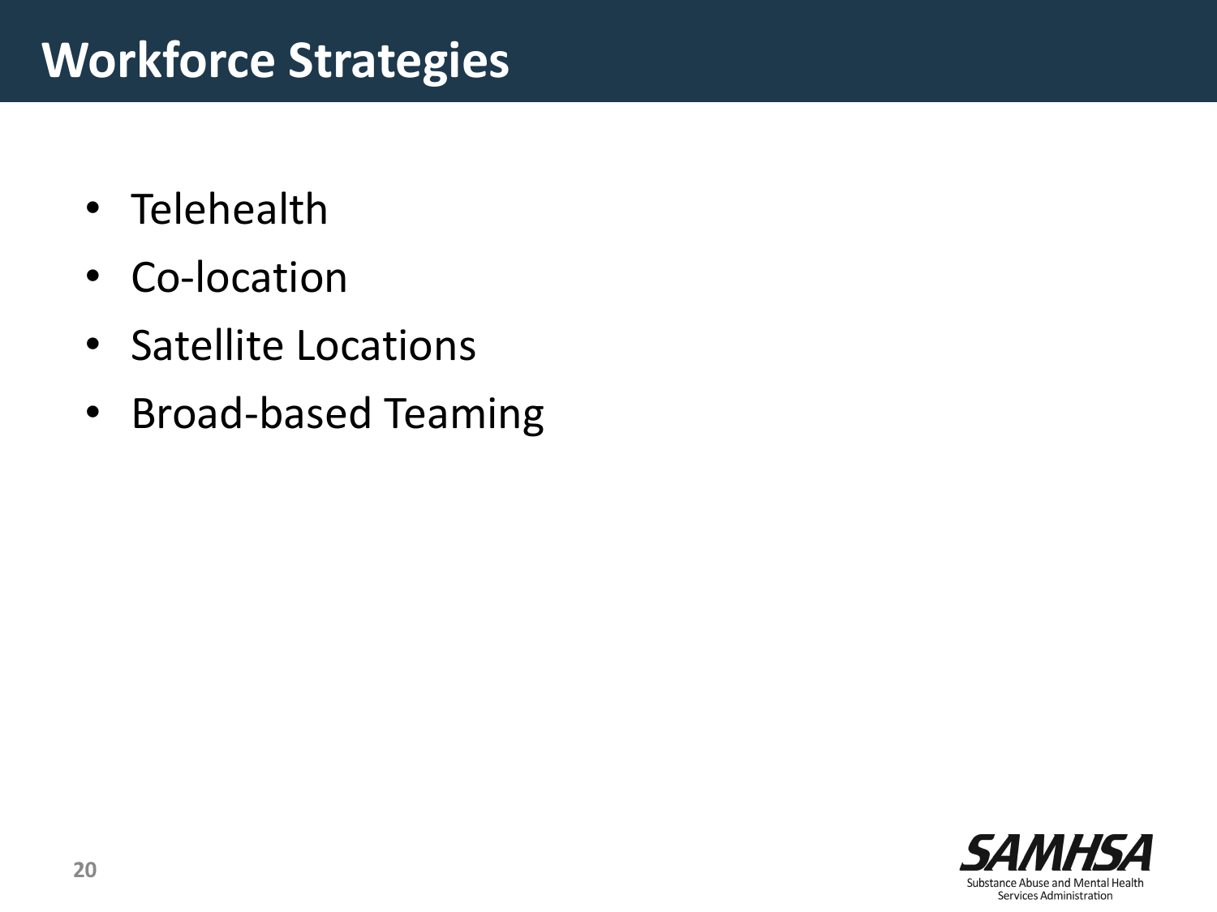# Workforce Strategies

- Telehealth
- Co-location
- Satellite Locations
- Broad-based Teaming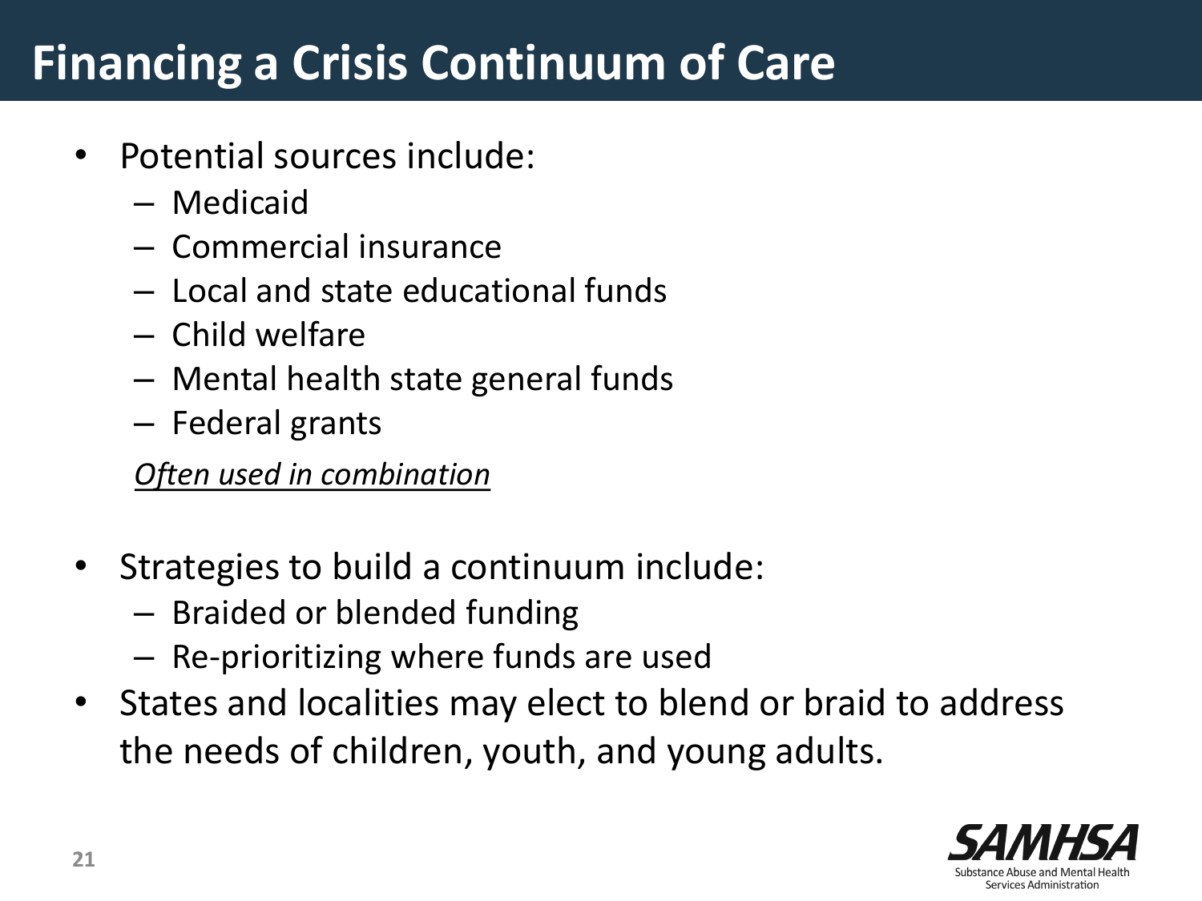# Financing a Crisis Continuum of Care

- Potential sources include:
  - Medicaid
  - Commercial insurance
  - Local and state educational funds
  - Child welfare
  - Mental health state general funds
  - Federal grants

  *Often used in combination*

- Strategies to build a continuum include:
  - Braided or blended funding
  - Re-prioritizing where funds are used
- States and localities may elect to blend or braid to address the needs of children, youth, and young adults.

SAMHSA
Substance Abuse and Mental Health Services Administration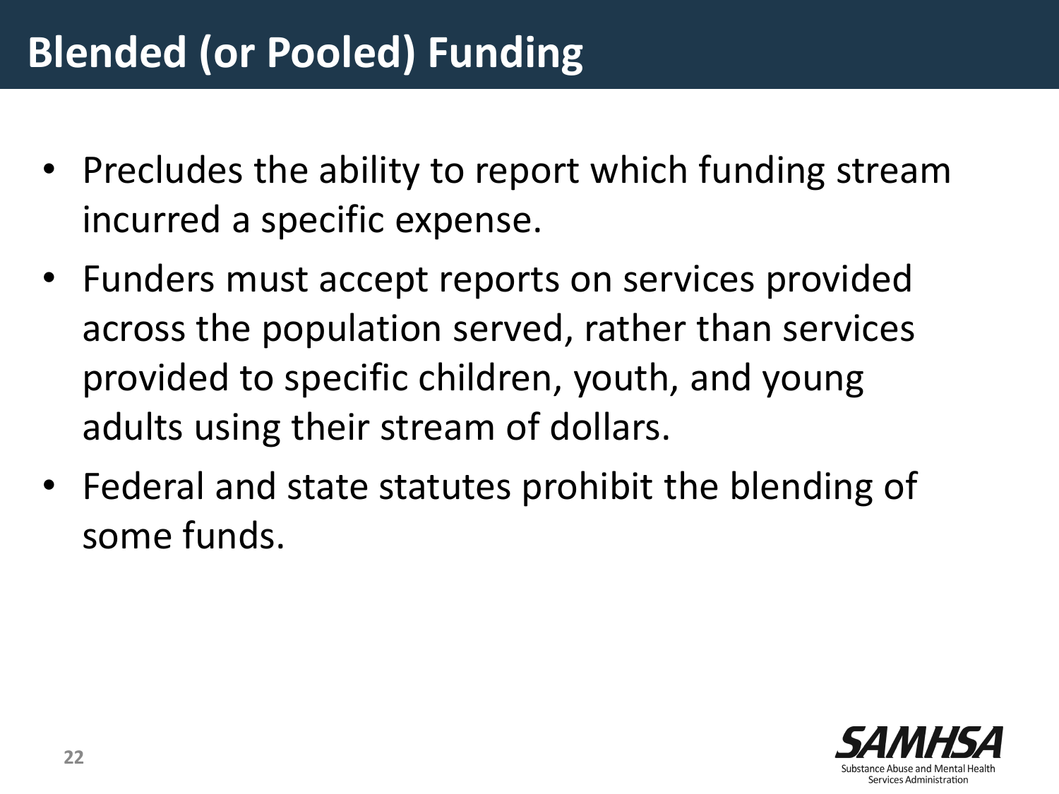# Blended (or Pooled) Funding

- Precludes the ability to report which funding stream incurred a specific expense.
- Funders must accept reports on services provided across the population served, rather than services provided to specific children, youth, and young adults using their stream of dollars.
- Federal and state statutes prohibit the blending of some funds.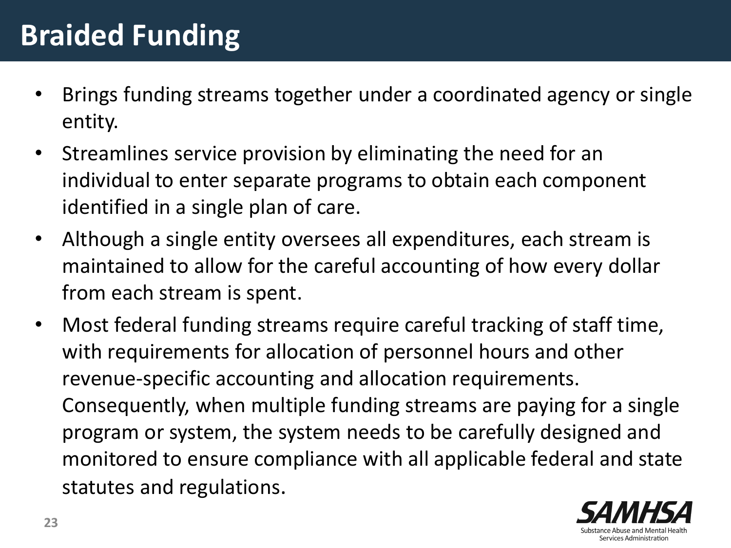# Braided Funding

- Brings funding streams together under a coordinated agency or single entity.
- Streamlines service provision by eliminating the need for an individual to enter separate programs to obtain each component identified in a single plan of care.
- Although a single entity oversees all expenditures, each stream is maintained to allow for the careful accounting of how every dollar from each stream is spent.
- Most federal funding streams require careful tracking of staff time, with requirements for allocation of personnel hours and other revenue-specific accounting and allocation requirements. Consequently, when multiple funding streams are paying for a single program or system, the system needs to be carefully designed and monitored to ensure compliance with all applicable federal and state statutes and regulations.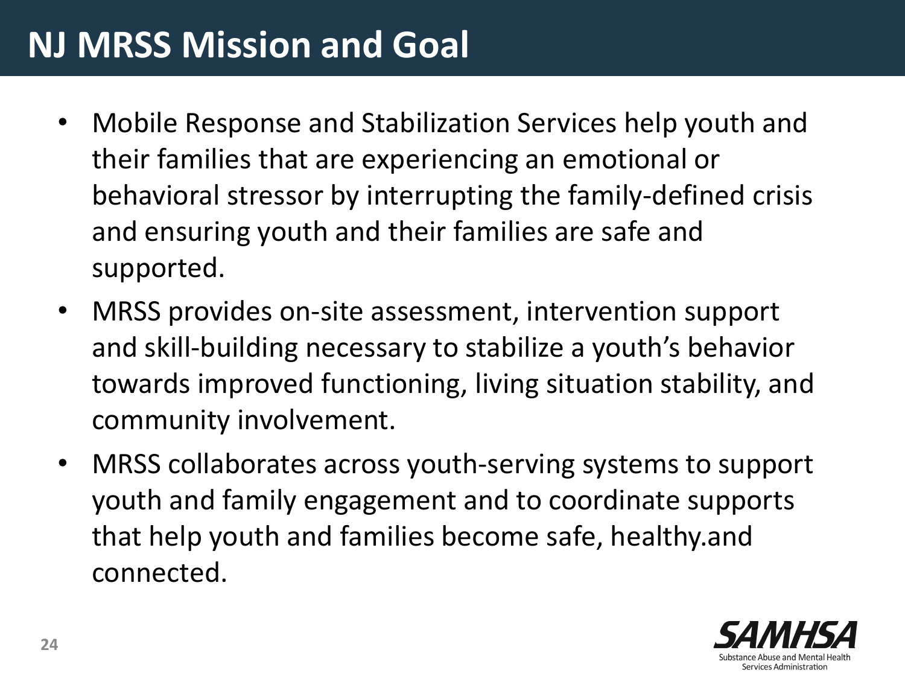# NJ MRSS Mission and Goal

- Mobile Response and Stabilization Services help youth and their families that are experiencing an emotional or behavioral stressor by interrupting the family-defined crisis and ensuring youth and their families are safe and supported.
- MRSS provides on-site assessment, intervention support and skill-building necessary to stabilize a youth's behavior towards improved functioning, living situation stability, and community involvement.
- MRSS collaborates across youth-serving systems to support youth and family engagement and to coordinate supports that help youth and families become safe, healthy.and connected.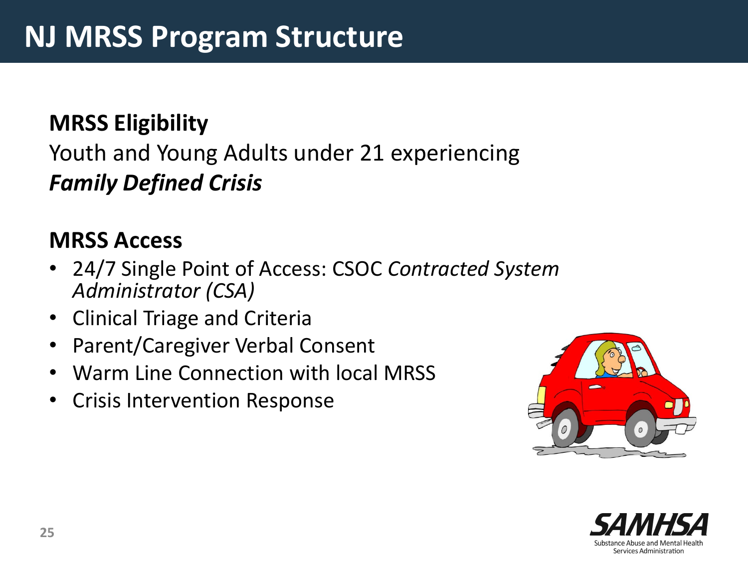# NJ MRSS Program Structure

**MRSS Eligibility**

Youth and Young Adults under 21 experiencing
***Family Defined Crisis***

**MRSS Access**

- 24/7 Single Point of Access: CSOC *Contracted System Administrator (CSA)*
- Clinical Triage and Criteria
- Parent/Caregiver Verbal Consent
- Warm Line Connection with local MRSS
- Crisis Intervention Response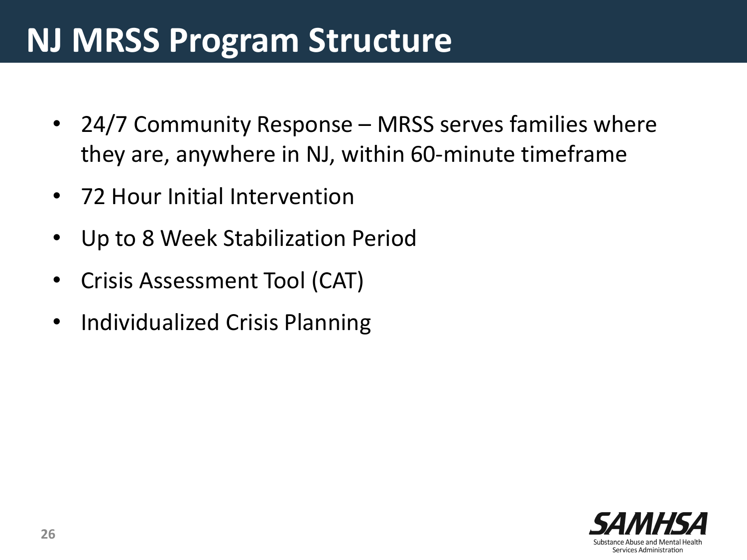# NJ MRSS Program Structure

- 24/7 Community Response – MRSS serves families where they are, anywhere in NJ, within 60-minute timeframe
- 72 Hour Initial Intervention
- Up to 8 Week Stabilization Period
- Crisis Assessment Tool (CAT)
- Individualized Crisis Planning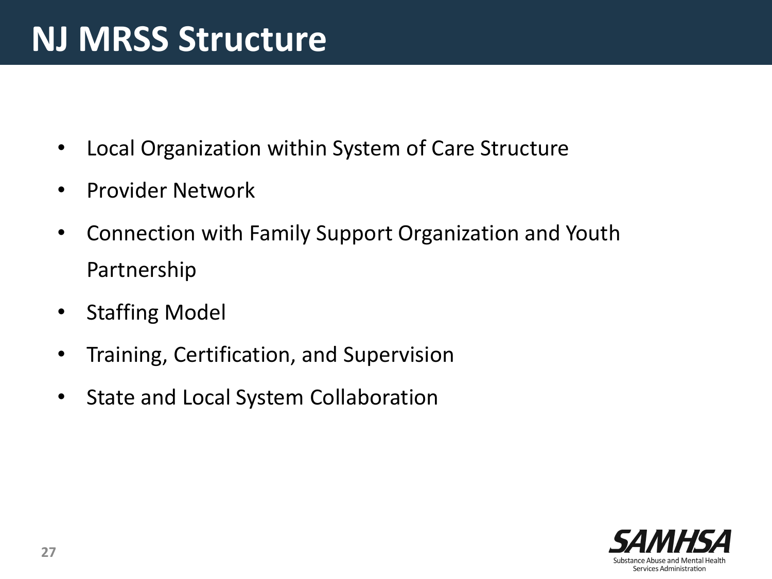# NJ MRSS Structure

- Local Organization within System of Care Structure
- Provider Network
- Connection with Family Support Organization and Youth Partnership
- Staffing Model
- Training, Certification, and Supervision
- State and Local System Collaboration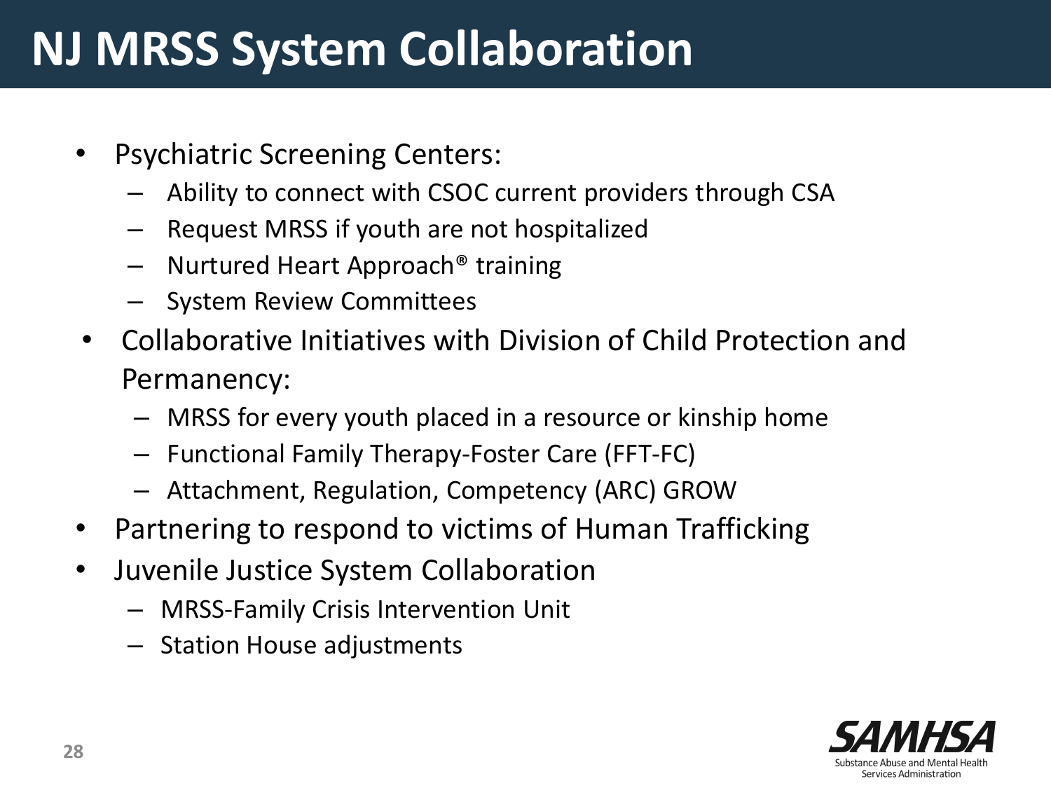# NJ MRSS System Collaboration

- Psychiatric Screening Centers:
  - Ability to connect with CSOC current providers through CSA
  - Request MRSS if youth are not hospitalized
  - Nurtured Heart Approach® training
  - System Review Committees
- Collaborative Initiatives with Division of Child Protection and Permanency:
  - MRSS for every youth placed in a resource or kinship home
  - Functional Family Therapy-Foster Care (FFT-FC)
  - Attachment, Regulation, Competency (ARC) GROW
- Partnering to respond to victims of Human Trafficking
- Juvenile Justice System Collaboration
  - MRSS-Family Crisis Intervention Unit
  - Station House adjustments

SAMHSA
Substance Abuse and Mental Health Services Administration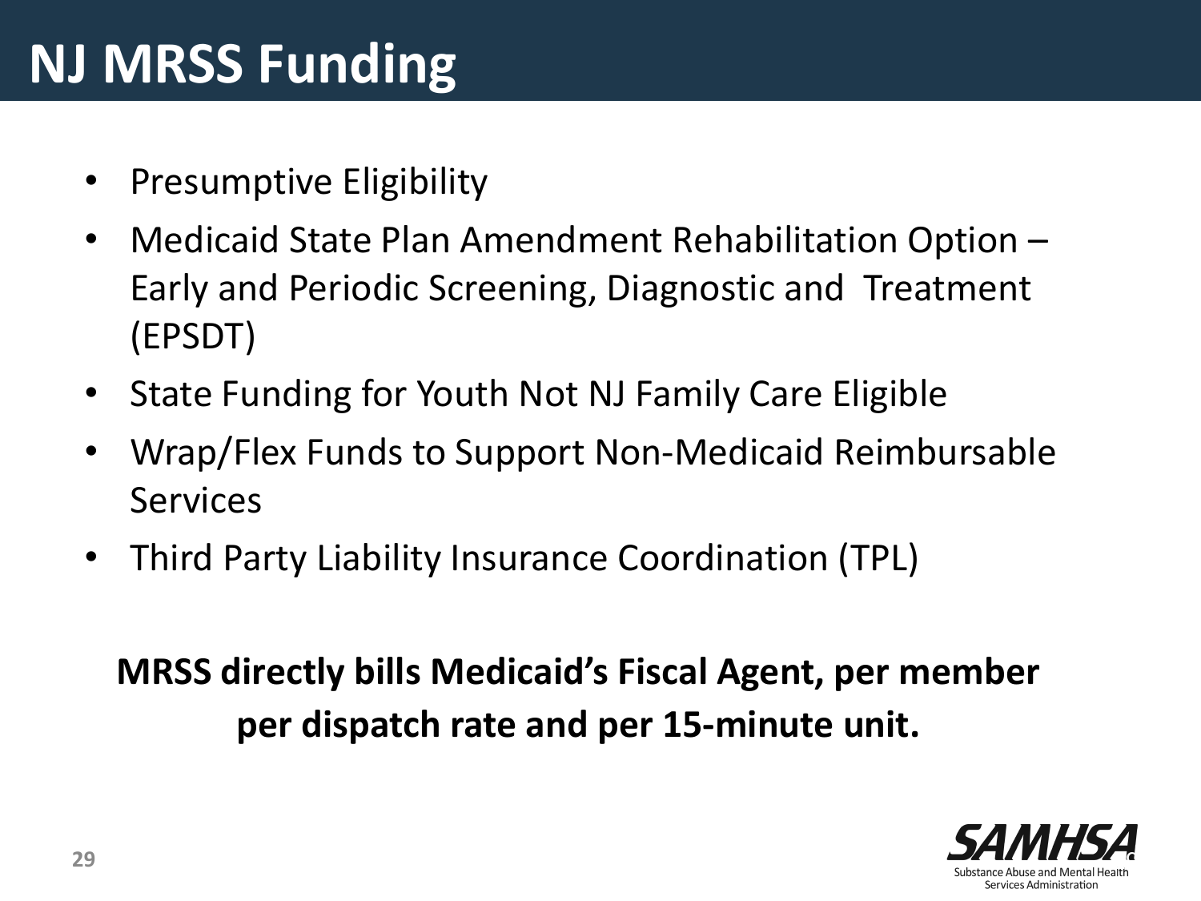# NJ MRSS Funding

- Presumptive Eligibility
- Medicaid State Plan Amendment Rehabilitation Option – Early and Periodic Screening, Diagnostic and Treatment (EPSDT)
- State Funding for Youth Not NJ Family Care Eligible
- Wrap/Flex Funds to Support Non-Medicaid Reimbursable Services
- Third Party Liability Insurance Coordination (TPL)

**MRSS directly bills Medicaid's Fiscal Agent, per member per dispatch rate and per 15-minute unit.**

SAMHSA
Substance Abuse and Mental Health Services Administration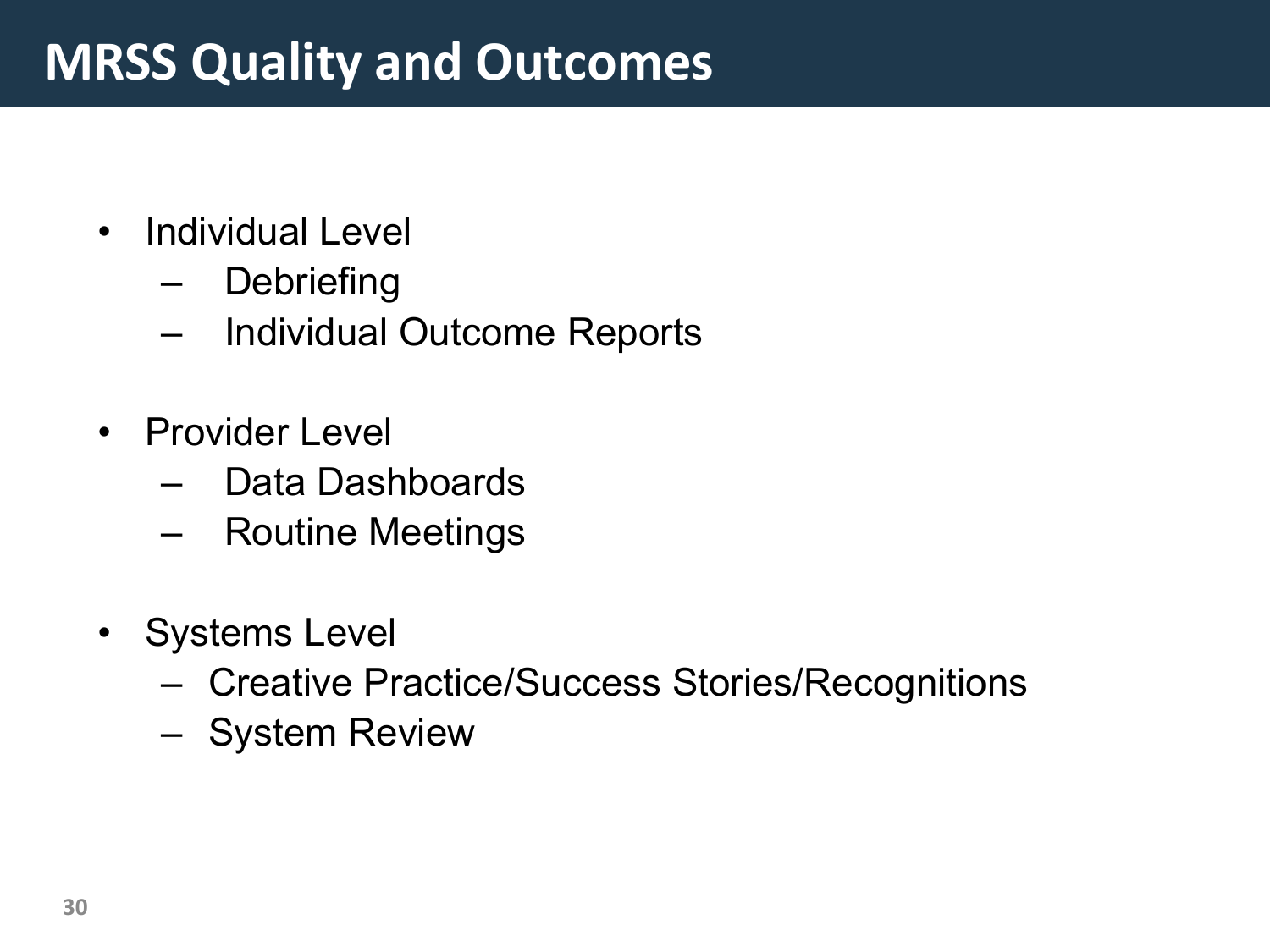# MRSS Quality and Outcomes

- Individual Level
  - Debriefing
  - Individual Outcome Reports
- Provider Level
  - Data Dashboards
  - Routine Meetings
- Systems Level
  - Creative Practice/Success Stories/Recognitions
  - System Review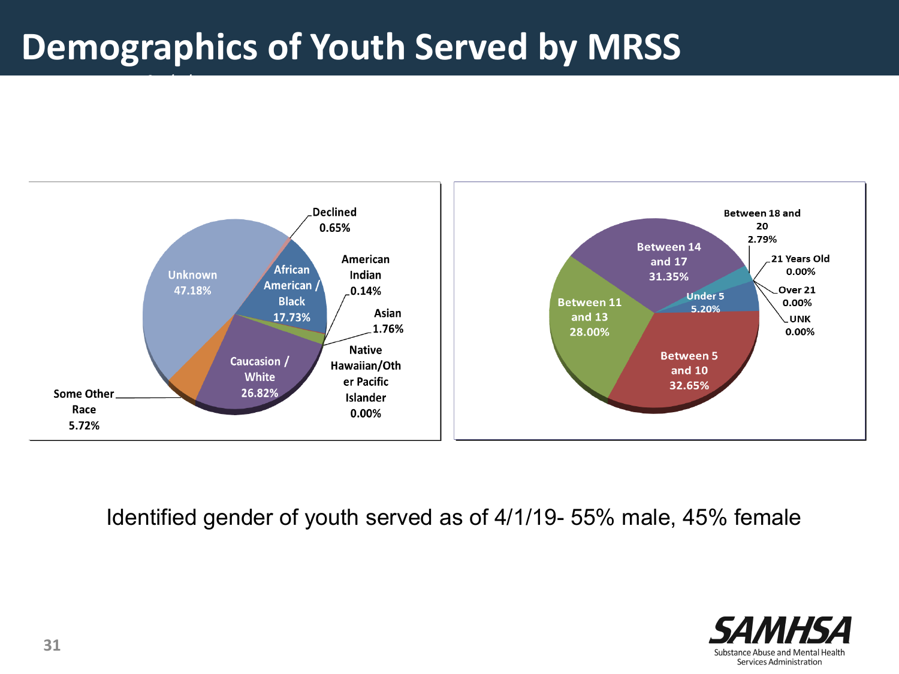# Demographics of Youth Served by MRSS

| Race | Percentage |
| --- | --- |
| Unknown | 47.18% |
| Caucasion / White | 26.82% |
| African American / Black | 17.73% |
| Some Other Race | 5.72% |
| Asian | 1.76% |
| Declined | 0.65% |
| American Indian | 0.14% |
| Native Hawaiian/Other Pacific Islander | 0.00% |

| Age | Percentage |
| --- | --- |
| Between 5 and 10 | 32.65% |
| Between 14 and 17 | 31.35% |
| Between 11 and 13 | 28.00% |
| Under 5 | 5.20% |
| Between 18 and 20 | 2.79% |
| 21 Years Old | 0.00% |
| Over 21 | 0.00% |
| UNK | 0.00% |

Identified gender of youth served as of 4/1/19- 55% male, 45% female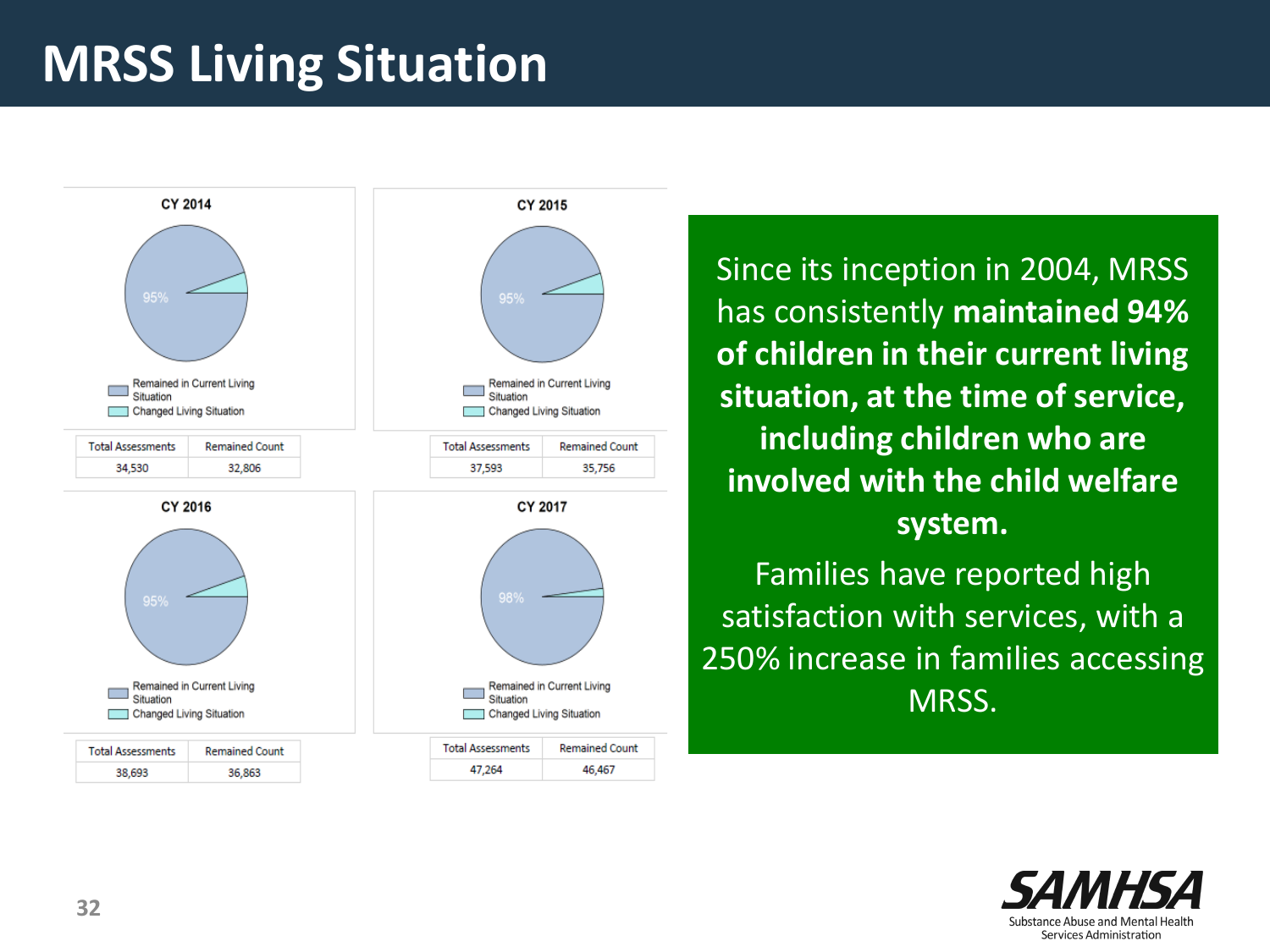# MRSS Living Situation

### CY 2014

95%

- Remained in Current Living Situation
- Changed Living Situation

| Total Assessments | Remained Count |
|---|---|
| 34,530 | 32,806 |

### CY 2015

95%

- Remained in Current Living Situation
- Changed Living Situation

| Total Assessments | Remained Count |
|---|---|
| 37,593 | 35,756 |

### CY 2016

95%

- Remained in Current Living Situation
- Changed Living Situation

| Total Assessments | Remained Count |
|---|---|
| 38,693 | 36,863 |

### CY 2017

98%

- Remained in Current Living Situation
- Changed Living Situation

| Total Assessments | Remained Count |
|---|---|
| 47,264 | 46,467 |

Since its inception in 2004, MRSS has consistently **maintained 94% of children in their current living situation, at the time of service, including children who are involved with the child welfare system.**

Families have reported high satisfaction with services, with a 250% increase in families accessing MRSS.

SAMHSA
Substance Abuse and Mental Health Services Administration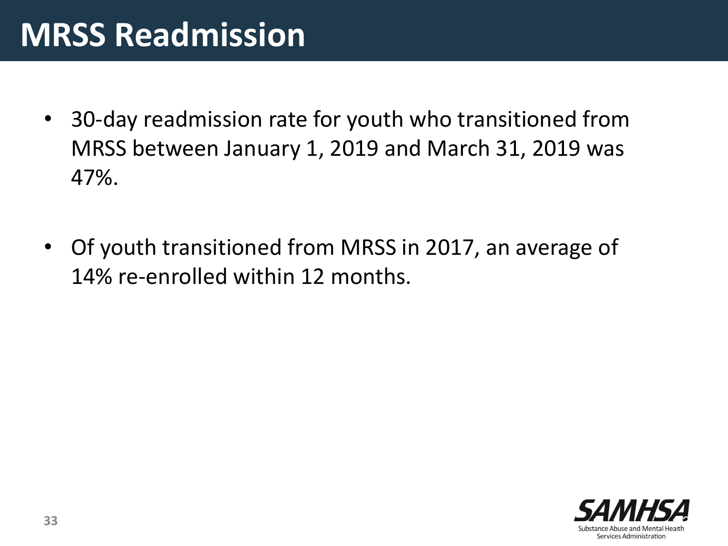# MRSS Readmission

- 30-day readmission rate for youth who transitioned from MRSS between January 1, 2019 and March 31, 2019 was 47%.

- Of youth transitioned from MRSS in 2017, an average of 14% re-enrolled within 12 months.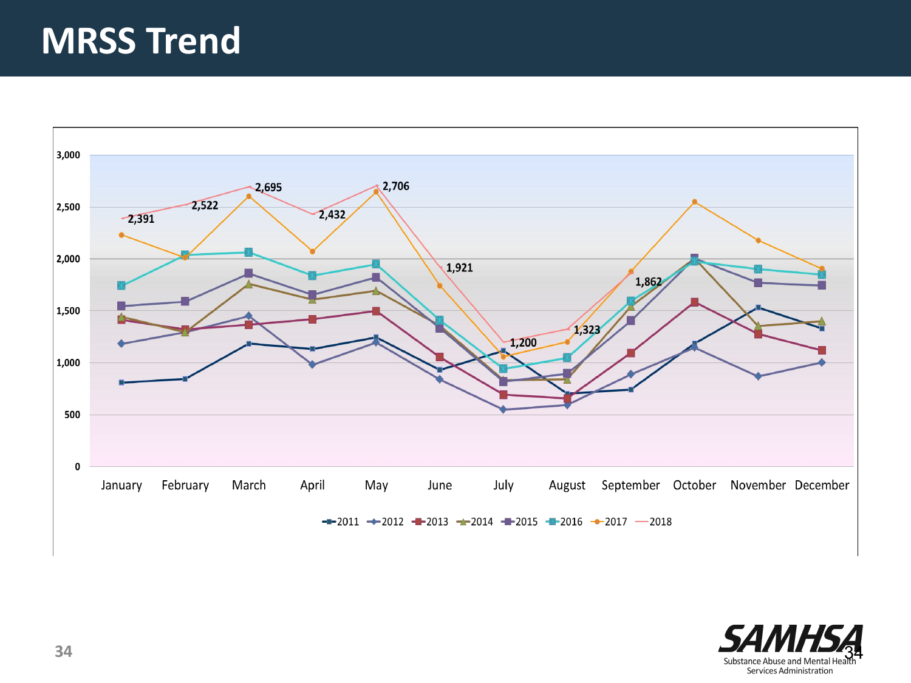# MRSS Trend

3,000
2,500
2,000
1,500
1,000
500
0

2,391 | 2,522 | 2,695 | 2,432 | 2,706 | 1,921 | 1,200 | 1,323 | 1,862

January | February | March | April | May | June | July | August | September | October | November | December

2011 | 2012 | 2013 | 2014 | 2015 | 2016 | 2017 | 2018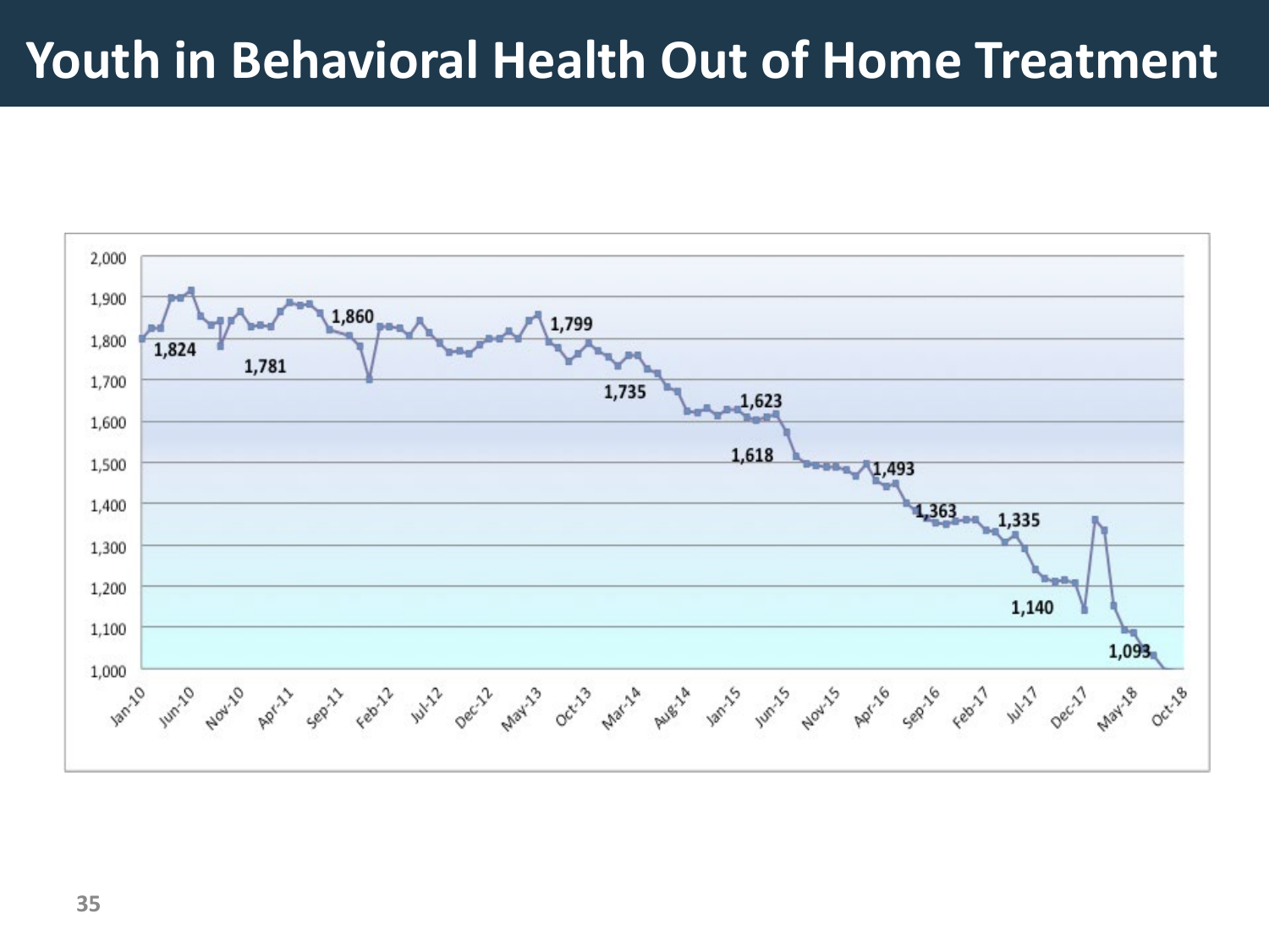# Youth in Behavioral Health Out of Home Treatment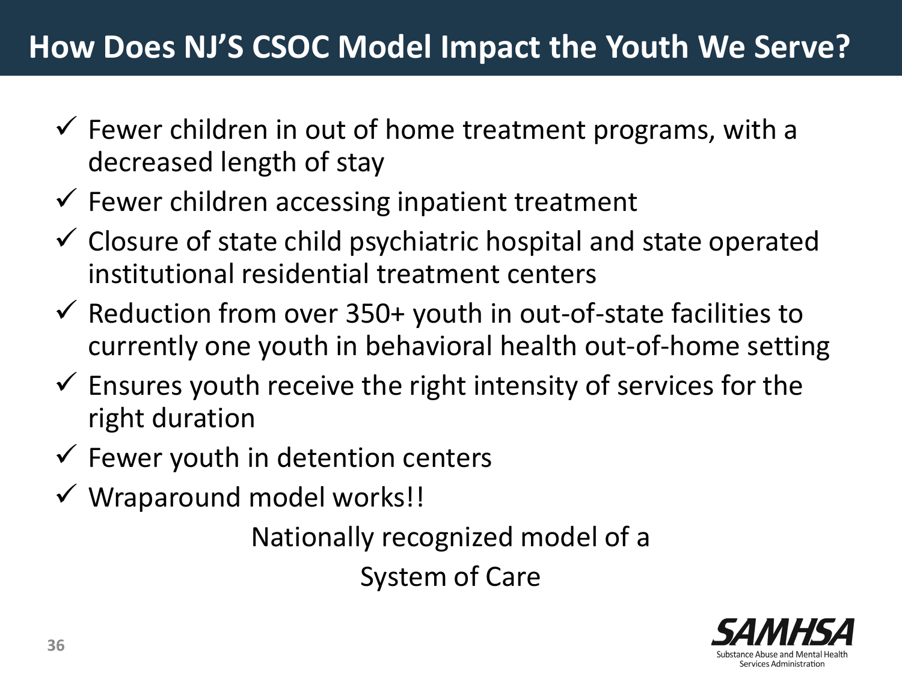# How Does NJ'S CSOC Model Impact the Youth We Serve?

- ✓ Fewer children in out of home treatment programs, with a decreased length of stay
- ✓ Fewer children accessing inpatient treatment
- ✓ Closure of state child psychiatric hospital and state operated institutional residential treatment centers
- ✓ Reduction from over 350+ youth in out-of-state facilities to currently one youth in behavioral health out-of-home setting
- ✓ Ensures youth receive the right intensity of services for the right duration
- ✓ Fewer youth in detention centers
- ✓ Wraparound model works!!

Nationally recognized model of a

System of Care

SAMHSA
Substance Abuse and Mental Health Services Administration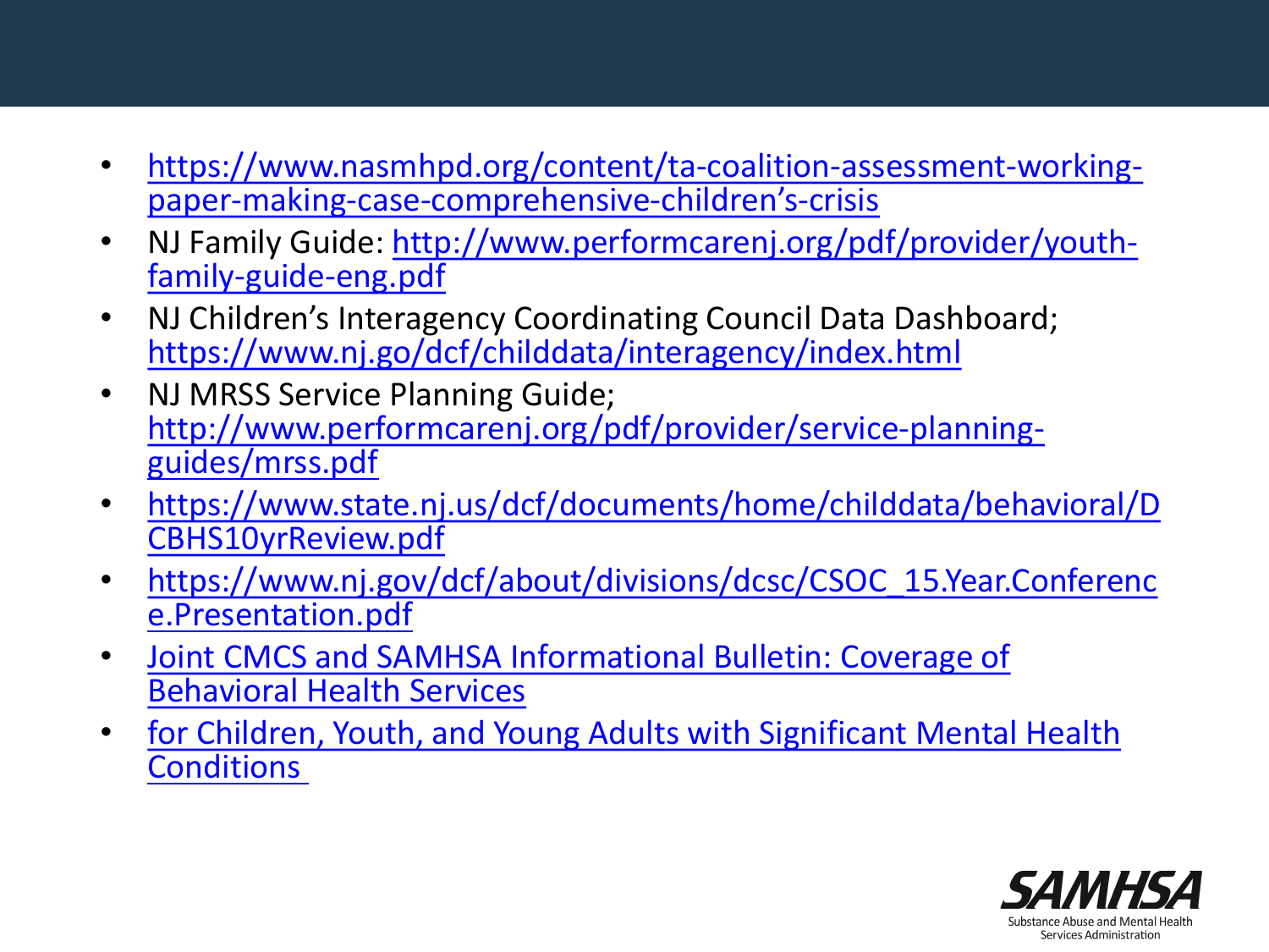- https://www.nasmhpd.org/content/ta-coalition-assessment-working-paper-making-case-comprehensive-children's-crisis
- NJ Family Guide: http://www.performcarenj.org/pdf/provider/youth-family-guide-eng.pdf
- NJ Children's Interagency Coordinating Council Data Dashboard; https://www.nj.go/dcf/childdata/interagency/index.html
- NJ MRSS Service Planning Guide; http://www.performcarenj.org/pdf/provider/service-planning-guides/mrss.pdf
- https://www.state.nj.us/dcf/documents/home/childdata/behavioral/DCBHS10yrReview.pdf
- https://www.nj.gov/dcf/about/divisions/dcsc/CSOC_15.Year.Conference.Presentation.pdf
- Joint CMCS and SAMHSA Informational Bulletin: Coverage of Behavioral Health Services
- for Children, Youth, and Young Adults with Significant Mental Health Conditions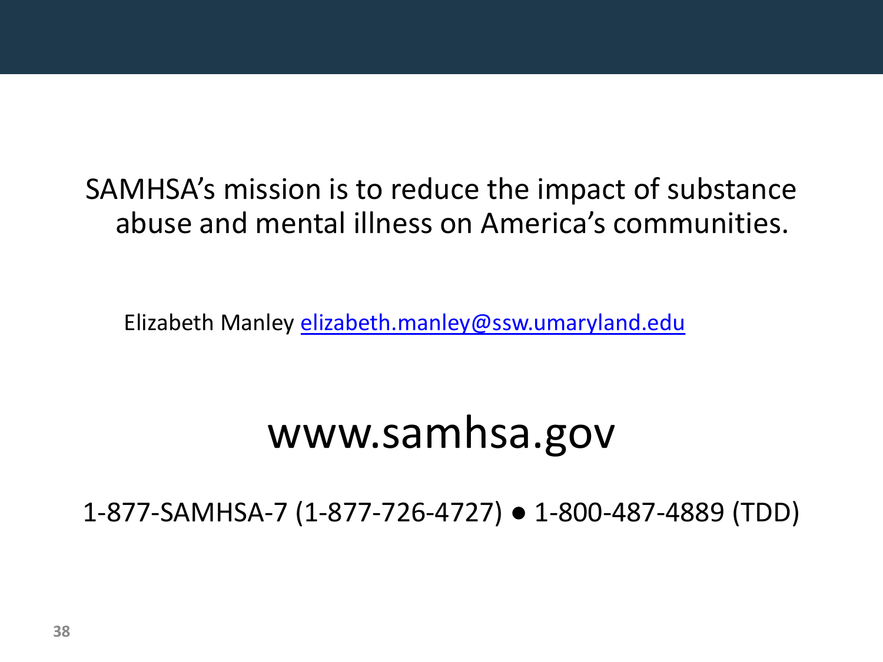SAMHSA's mission is to reduce the impact of substance abuse and mental illness on America's communities.

Elizabeth Manley [elizabeth.manley@ssw.umaryland.edu](mailto:elizabeth.manley@ssw.umaryland.edu)

## www.samhsa.gov

1-877-SAMHSA-7 (1-877-726-4727) ● 1-800-487-4889 (TDD)